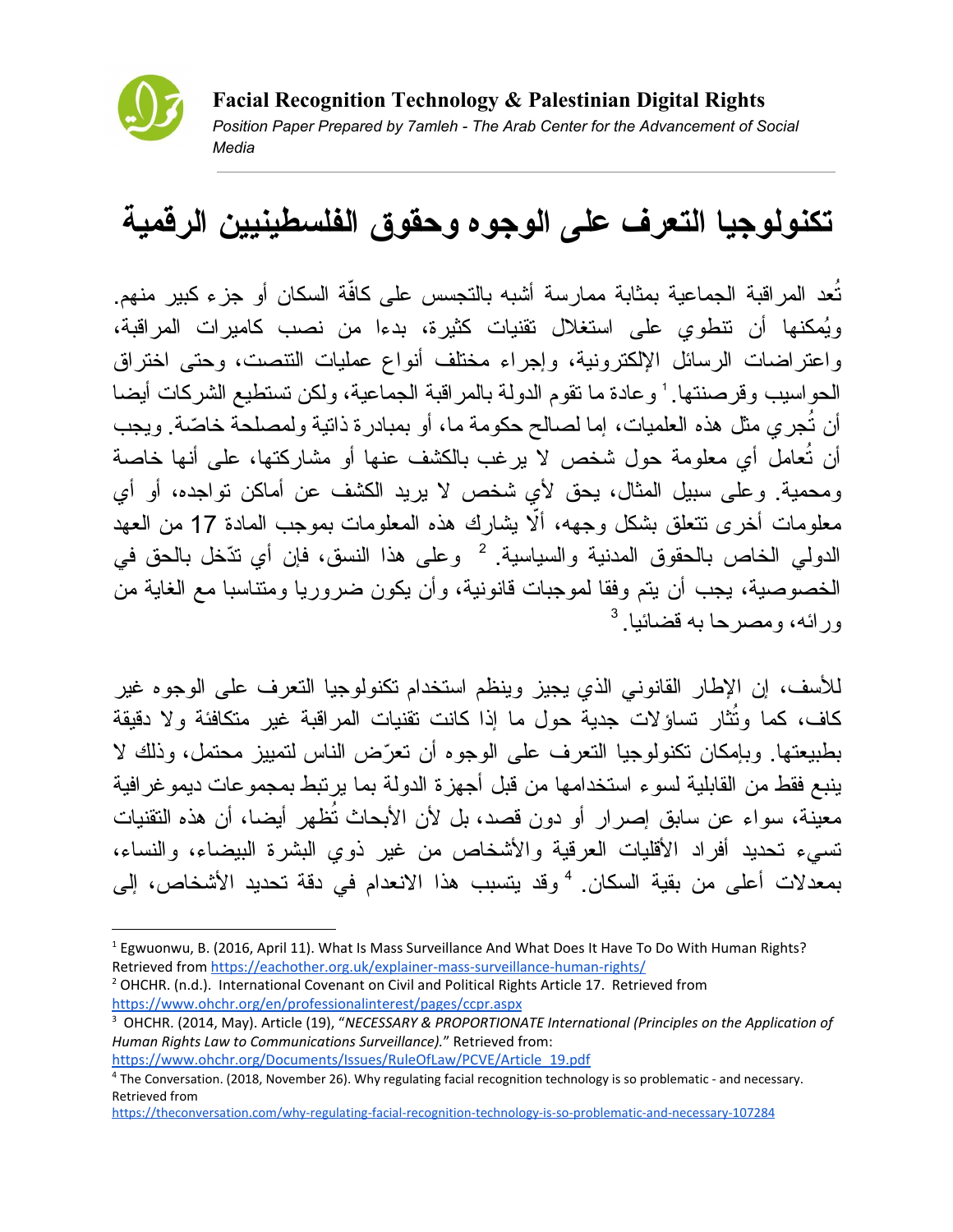**Facial Recognition Technology & Palestinian Digital Rights**

*Position Paper Prepared by 7amleh - The Arab Center for the Advancement of Social Media*

# تكنولوجيا التعرف على الوجوه وحقوق الفلسطينيين الرقمية

تُعد المراقبة الجماعية بمثابة ممارسة أشبه بالتجسس على كافّة السكان أو جزء كبير منهم. ويُمكنها أن تنطوي على استغلال تقنيات كثيرة، بدءا من نصب كاميرات المراقبة، واعتراضات الرسائل الإلكترونية، وإجراء مختلف أنواع عمليات التنصت، وحتى اختراق الحواسيب وقرصنتها.[1] وعادة ما تقوم الدولة بالمراقبة الجماعية، ولكن تستطيع الشركات أيضا أن تُجري مثل هذه العلميات، إما لصالح حكومة ما، أو بمبادرة ذاتية ولمصلحة خاصّة. ويجب أن تُعامل أي معلومة حول شخص لا يرغب بالكشف عنها أو مشاركتها، على أنها خاصة ومحمية. وعلى سبيل المثال، يحق لأي شخص لا يريد الكشف عن أماكن تواجده، أو أي معلومات أخرى تتعلق بشكل وجهه، ألّا يشارك هذه المعلومات بموجب المادة 17 من العهد الدولي الخاص بالحقوق المدنية والسياسية.[2] وعلى هذا النسق، فإن أي تدّخل بالحق في الخصوصية، يجب أن يتم وفقا لموجبات قانونية، وأن يكون ضروريا ومتناسبا مع الغاية من ورائه، ومصرحا به قضائيا.[3]

للأسف، إن الإطار القانوني الذي يجيز وينظم استخدام تكنولوجيا التعرف على الوجوه غير كاف، كما وتُثار تساؤلات جدية حول ما إذا كانت تقنيات المراقبة غير متكافئة ولا دقيقة بطبيعتها. وبإمكان تكنولوجيا التعرف على الوجوه أن تعرّض الناس لتمييز محتمل، وذلك لا ينبع فقط من القابلية لسوء استخدامها من قبل أجهزة الدولة بما يرتبط بمجموعات ديموغرافية معينة، سواء عن سابق إصرار أو دون قصد، بل لأن الأبحاث تُظهر أيضا، أن هذه التقنيات تسيء تحديد أفراد الأقليات العرقية والأشخاص من غير ذوي البشرة البيضاء، والنساء، بمعدلات أعلى من بقية السكان.[4] وقد يتسبب هذا الانعدام في دقة تحديد الأشخاص، إلى

---

[1] Egwuonwu, B. (2016, April 11). What Is Mass Surveillance And What Does It Have To Do With Human Rights? Retrieved from https://eachother.org.uk/explainer-mass-surveillance-human-rights/

[2] OHCHR. (n.d.). International Covenant on Civil and Political Rights Article 17. Retrieved from https://www.ohchr.org/en/professionalinterest/pages/ccpr.aspx

[3] OHCHR. (2014, May). Article (19), "*NECESSARY & PROPORTIONATE International (Principles on the Application of Human Rights Law to Communications Surveillance).*" Retrieved from: https://www.ohchr.org/Documents/Issues/RuleOfLaw/PCVE/Article_19.pdf

[4] The Conversation. (2018, November 26). Why regulating facial recognition technology is so problematic - and necessary. Retrieved from https://theconversation.com/why-regulating-facial-recognition-technology-is-so-problematic-and-necessary-107284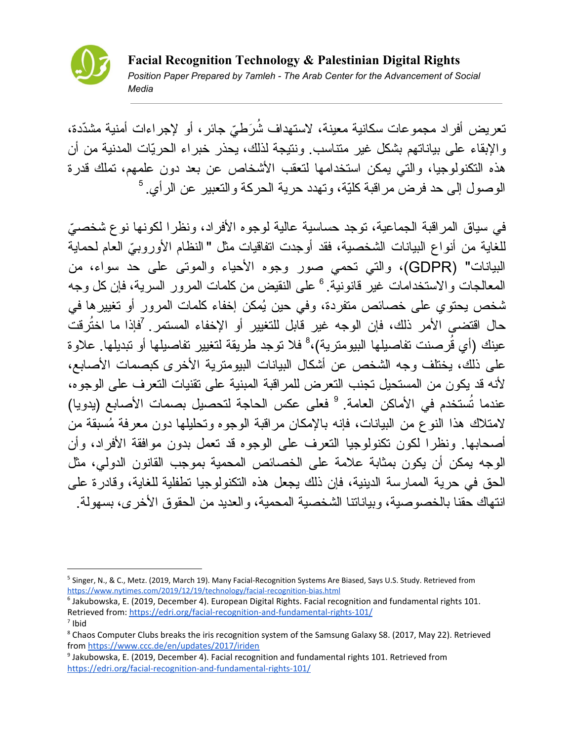تعريض أفراد مجموعات سكانية معينة، لاستهداف شُرَطيّ جائر، أو لإجراءات أمنية مشدّدة، والإبقاء على بياناتهم بشكل غير متناسب. ونتيجة لذلك، يحذر خبراء الحريّات المدنية من أن هذه التكنولوجيا، والتي يمكن استخدامها لتعقب الأشخاص عن بعد دون علمهم، تملك قدرة الوصول إلى حد فرض مراقبة كليّة، وتهدد حرية الحركة والتعبير عن الرأي.[5]

في سياق المراقبة الجماعية، توجد حساسية عالية لوجوه الأفراد، ونظرا لكونها نوع شخصيّ للغاية من أنواع البيانات الشخصية، فقد أوجدت اتفاقيات مثل "النظام الأوروبيّ العام لحماية البيانات" (GDPR)، والتي تحمي صور وجوه الأحياء والموتى على حد سواء، من المعالجات والاستخدامات غير قانونية.[6] على النقيض من كلمات المرور السرية، فإن كل وجه شخص يحتوي على خصائص متفردة، وفي حين يُمكن إخفاء كلمات المرور أو تغييرها في حال اقتضى الأمر ذلك، فإن الوجه غير قابل للتغيير أو الإخفاء المستمر.[7] فإذا ما اختُرقت عينك (أي قُرصنت تفاصيلها البيومترية)،[8] فلا توجد طريقة لتغيير تفاصيلها أو تبديلها. علاوة على ذلك، يختلف وجه الشخص عن أشكال البيانات البيومترية الأخرى كبصمات الأصابع، لأنه قد يكون من المستحيل تجنب التعرض للمراقبة المبنية على تقنيات التعرف على الوجوه، عندما تُستخدم في الأماكن العامة.[9] فعلى عكس الحاجة لتحصيل بصمات الأصابع (يدويا) لامتلاك هذا النوع من البيانات، فإنه بالإمكان مراقبة الوجوه وتحليلها دون معرفة مُسبقة من أصحابها. ونظرا لكون تكنولوجيا التعرف على الوجوه قد تعمل بدون موافقة الأفراد، وأن الوجه يمكن أن يكون بمثابة علامة على الخصائص المحمية بموجب القانون الدولي، مثل الحق في حرية الممارسة الدينية، فإن ذلك يجعل هذه التكنولوجيا تطفلية للغاية، وقادرة على انتهاك حقنا بالخصوصية، وبياناتنا الشخصية المحمية، والعديد من الحقوق الأخرى، بسهولة.

---

[5] Singer, N., & C., Metz. (2019, March 19). Many Facial-Recognition Systems Are Biased, Says U.S. Study. Retrieved from https://www.nytimes.com/2019/12/19/technology/facial-recognition-bias.html

[6] Jakubowska, E. (2019, December 4). European Digital Rights. Facial recognition and fundamental rights 101. Retrieved from: https://edri.org/facial-recognition-and-fundamental-rights-101/

[7] Ibid

[8] Chaos Computer Clubs breaks the iris recognition system of the Samsung Galaxy S8. (2017, May 22). Retrieved from https://www.ccc.de/en/updates/2017/iriden

[9] Jakubowska, E. (2019, December 4). Facial recognition and fundamental rights 101. Retrieved from https://edri.org/facial-recognition-and-fundamental-rights-101/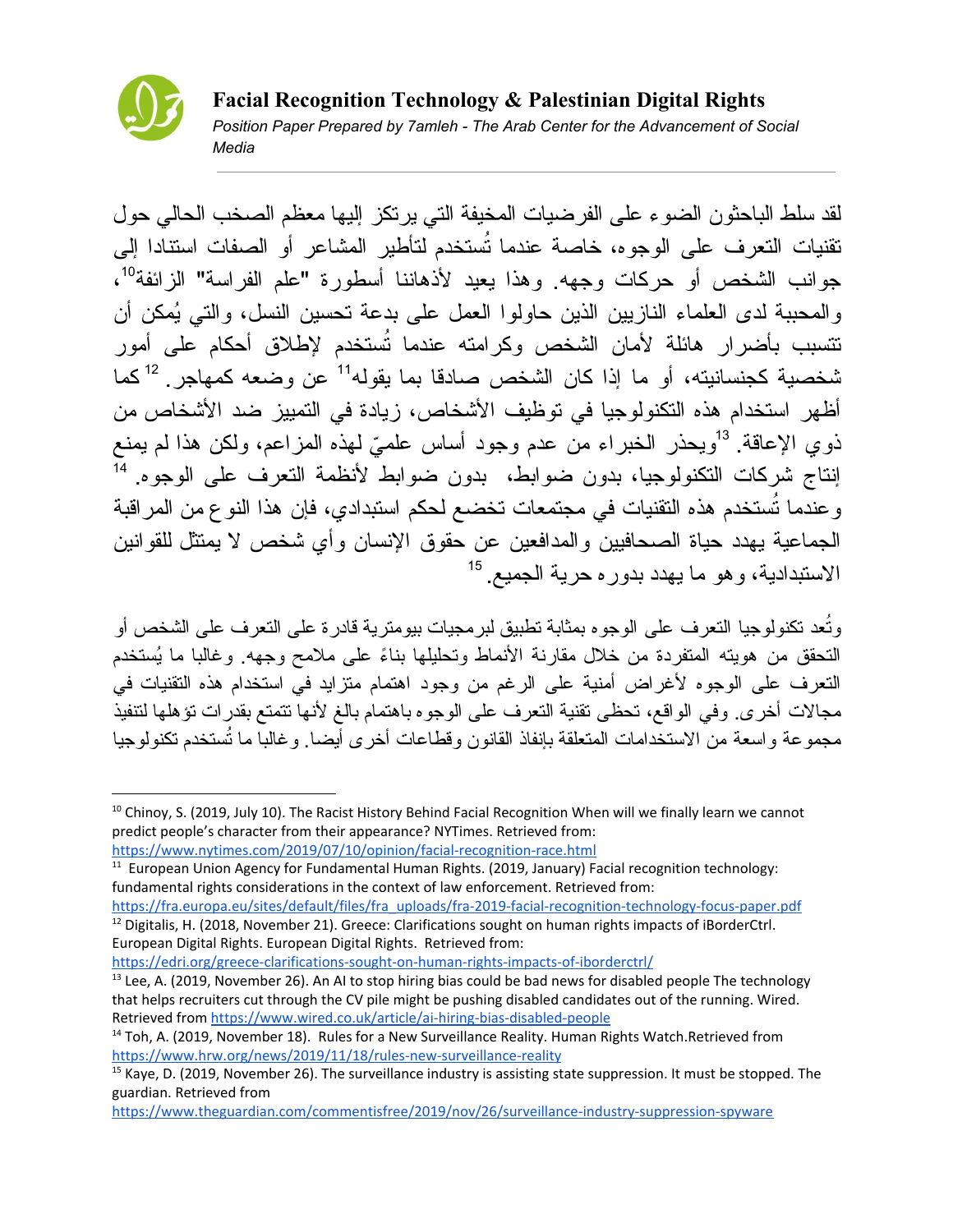لقد سلط الباحثون الضوء على الفرضيات المخيفة التي يرتكز إليها معظم الصخب الحالي حول تقنيات التعرف على الوجوه، خاصة عندما تُستخدم لتأطير المشاعر أو الصفات استنادا إلى جوانب الشخص أو حركات وجهه. وهذا يعيد لأذهاننا أسطورة "علم الفراسة" الزائفة[10]، والمحببة لدى العلماء النازيين الذين حاولوا العمل على بدعة تحسين النسل، والتي يُمكن أن تتسبب بأضرار هائلة لأمان الشخص وكرامته عندما تُستخدم لإطلاق أحكام على أمور شخصية كجنسانيته، أو ما إذا كان الشخص صادقا بما يقوله[11] عن وضعه كمهاجر.[12] كما أظهر استخدام هذه التكنولوجيا في توظيف الأشخاص، زيادة في التمييز ضد الأشخاص من ذوي الإعاقة.[13] ويحذر الخبراء من عدم وجود أساس علميّ لهذه المزاعم، ولكن هذا لم يمنع إنتاج شركات التكنولوجيا، بدون ضوابط، بدون ضوابط لأنظمة التعرف على الوجوه.[14] وعندما تُستخدم هذه التقنيات في مجتمعات تخضع لحكم استبدادي، فإن هذا النوع من المراقبة الجماعية يهدد حياة الصحافيين والمدافعين عن حقوق الإنسان وأي شخص لا يمتثل للقوانين الاستبدادية، وهو ما يهدد بدوره حرية الجميع.[15]

وتُعد تكنولوجيا التعرف على الوجوه بمثابة تطبيق لبرمجيات بيومترية قادرة على التعرف على الشخص أو التحقق من هويته المتفردة من خلال مقارنة الأنماط وتحليلها بناءً على ملامح وجهه. وغالبا ما يُستخدم التعرف على الوجوه لأغراض أمنية على الرغم من وجود اهتمام متزايد في استخدام هذه التقنيات في مجالات أخرى. وفي الواقع، تحظى تقنية التعرف على الوجوه باهتمام بالغ لأنها تتمتع بقدرات تؤهلها لتنفيذ مجموعة واسعة من الاستخدامات المتعلقة بإنفاذ القانون وقطاعات أخرى أيضا. وغالبا ما تُستخدم تكنولوجيا

---

[10] Chinoy, S. (2019, July 10). The Racist History Behind Facial Recognition When will we finally learn we cannot predict people's character from their appearance? NYTimes. Retrieved from: https://www.nytimes.com/2019/07/10/opinion/facial-recognition-race.html

[11] European Union Agency for Fundamental Human Rights. (2019, January) Facial recognition technology: fundamental rights considerations in the context of law enforcement. Retrieved from: https://fra.europa.eu/sites/default/files/fra_uploads/fra-2019-facial-recognition-technology-focus-paper.pdf

[12] Digitalis, H. (2018, November 21). Greece: Clarifications sought on human rights impacts of iBorderCtrl. European Digital Rights. European Digital Rights. Retrieved from: https://edri.org/greece-clarifications-sought-on-human-rights-impacts-of-iborderctrl/

[13] Lee, A. (2019, November 26). An AI to stop hiring bias could be bad news for disabled people The technology that helps recruiters cut through the CV pile might be pushing disabled candidates out of the running. Wired. Retrieved from https://www.wired.co.uk/article/ai-hiring-bias-disabled-people

[14] Toh, A. (2019, November 18). Rules for a New Surveillance Reality. Human Rights Watch.Retrieved from https://www.hrw.org/news/2019/11/18/rules-new-surveillance-reality

[15] Kaye, D. (2019, November 26). The surveillance industry is assisting state suppression. It must be stopped. The guardian. Retrieved from https://www.theguardian.com/commentisfree/2019/nov/26/surveillance-industry-suppression-spyware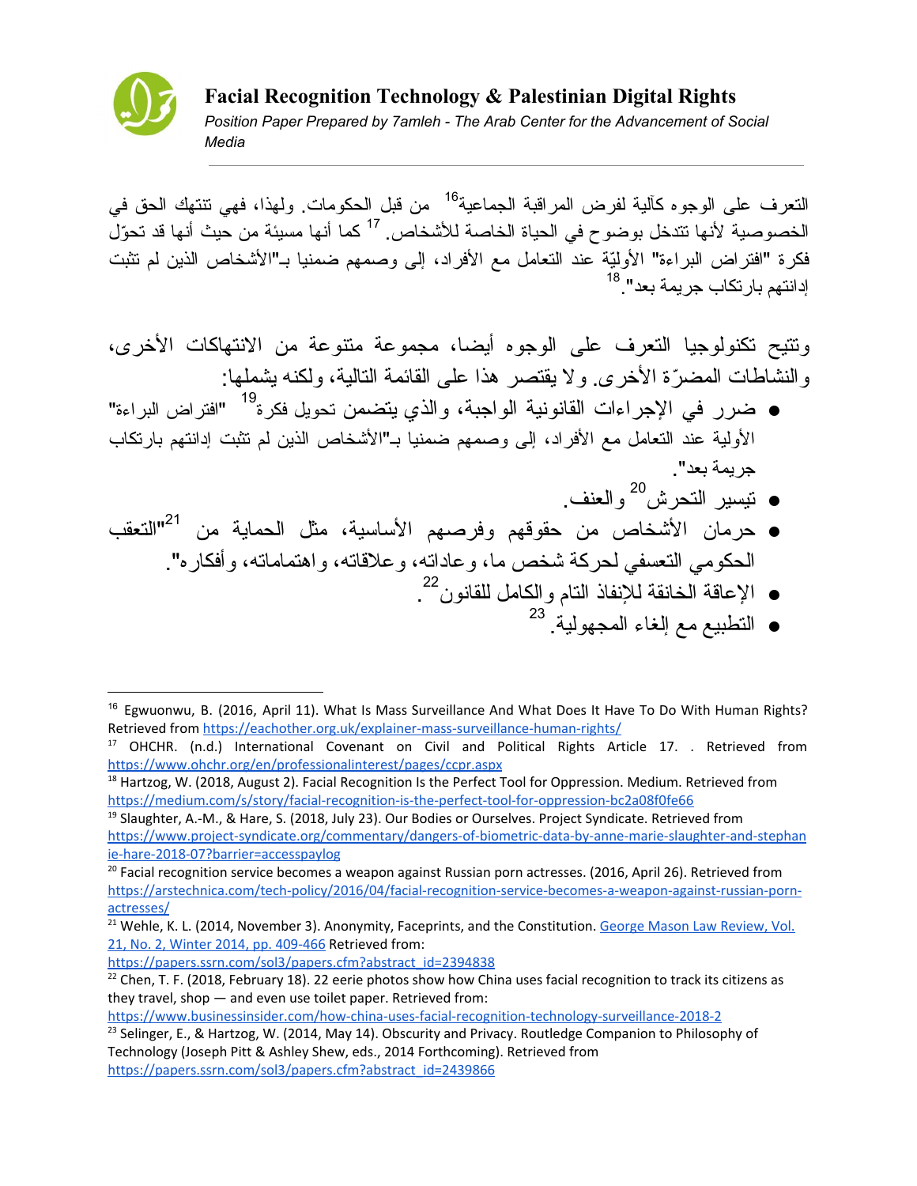التعرف على الوجوه كآلية لفرض المراقبة الجماعية[16] من قبل الحكومات. ولهذا، فهي تنتهك الحق في الخصوصية لأنها تتدخل بوضوح في الحياة الخاصة للأشخاص.[17] كما أنها مسيئة من حيث أنها قد تحوّل فكرة "افتراض البراءة" الأوليّة عند التعامل مع الأفراد، إلى وصمهم ضمنيا بـ"الأشخاص الذين لم تثبت إدانتهم بارتكاب جريمة بعد".[18]

وتتيح تكنولوجيا التعرف على الوجوه أيضا، مجموعة متنوعة من الانتهاكات الأخرى، والنشاطات المضرّة الأخرى. ولا يقتصر هذا على القائمة التالية، ولكنه يشملها:

- ضرر في الإجراءات القانونية الواجبة، والذي يتضمن تحويل فكرة[19] "افتراض البراءة" الأولية عند التعامل مع الأفراد، إلى وصمهم ضمنيا بـ"الأشخاص الذين لم تثبت إدانتهم بارتكاب جريمة بعد".
- تيسير التحرش[20] والعنف.
- حرمان الأشخاص من حقوقهم وفرصهم الأساسية، مثل الحماية من "التعقب[21] الحكومي التعسفي لحركة شخص ما، وعاداته، وعلاقاته، واهتماماته، وأفكاره".
- الإعاقة الخانقة للإنفاذ التام والكامل للقانون[22].
- التطبيع مع إلغاء المجهولية.[23]

---

[16] Egwuonwu, B. (2016, April 11). What Is Mass Surveillance And What Does It Have To Do With Human Rights? Retrieved from https://eachother.org.uk/explainer-mass-surveillance-human-rights/

[17] OHCHR. (n.d.) International Covenant on Civil and Political Rights Article 17. . Retrieved from https://www.ohchr.org/en/professionalinterest/pages/ccpr.aspx

[18] Hartzog, W. (2018, August 2). Facial Recognition Is the Perfect Tool for Oppression. Medium. Retrieved from https://medium.com/s/story/facial-recognition-is-the-perfect-tool-for-oppression-bc2a08f0fe66

[19] Slaughter, A.-M., & Hare, S. (2018, July 23). Our Bodies or Ourselves. Project Syndicate. Retrieved from https://www.project-syndicate.org/commentary/dangers-of-biometric-data-by-anne-marie-slaughter-and-stephanie-hare-2018-07?barrier=accesspaylog

[20] Facial recognition service becomes a weapon against Russian porn actresses. (2016, April 26). Retrieved from https://arstechnica.com/tech-policy/2016/04/facial-recognition-service-becomes-a-weapon-against-russian-porn-actresses/

[21] Wehle, K. L. (2014, November 3). Anonymity, Faceprints, and the Constitution. George Mason Law Review, Vol. 21, No. 2, Winter 2014, pp. 409-466 Retrieved from: https://papers.ssrn.com/sol3/papers.cfm?abstract_id=2394838

[22] Chen, T. F. (2018, February 18). 22 eerie photos show how China uses facial recognition to track its citizens as they travel, shop — and even use toilet paper. Retrieved from: https://www.businessinsider.com/how-china-uses-facial-recognition-technology-surveillance-2018-2

[23] Selinger, E., & Hartzog, W. (2014, May 14). Obscurity and Privacy. Routledge Companion to Philosophy of Technology (Joseph Pitt & Ashley Shew, eds., 2014 Forthcoming). Retrieved from https://papers.ssrn.com/sol3/papers.cfm?abstract_id=2439866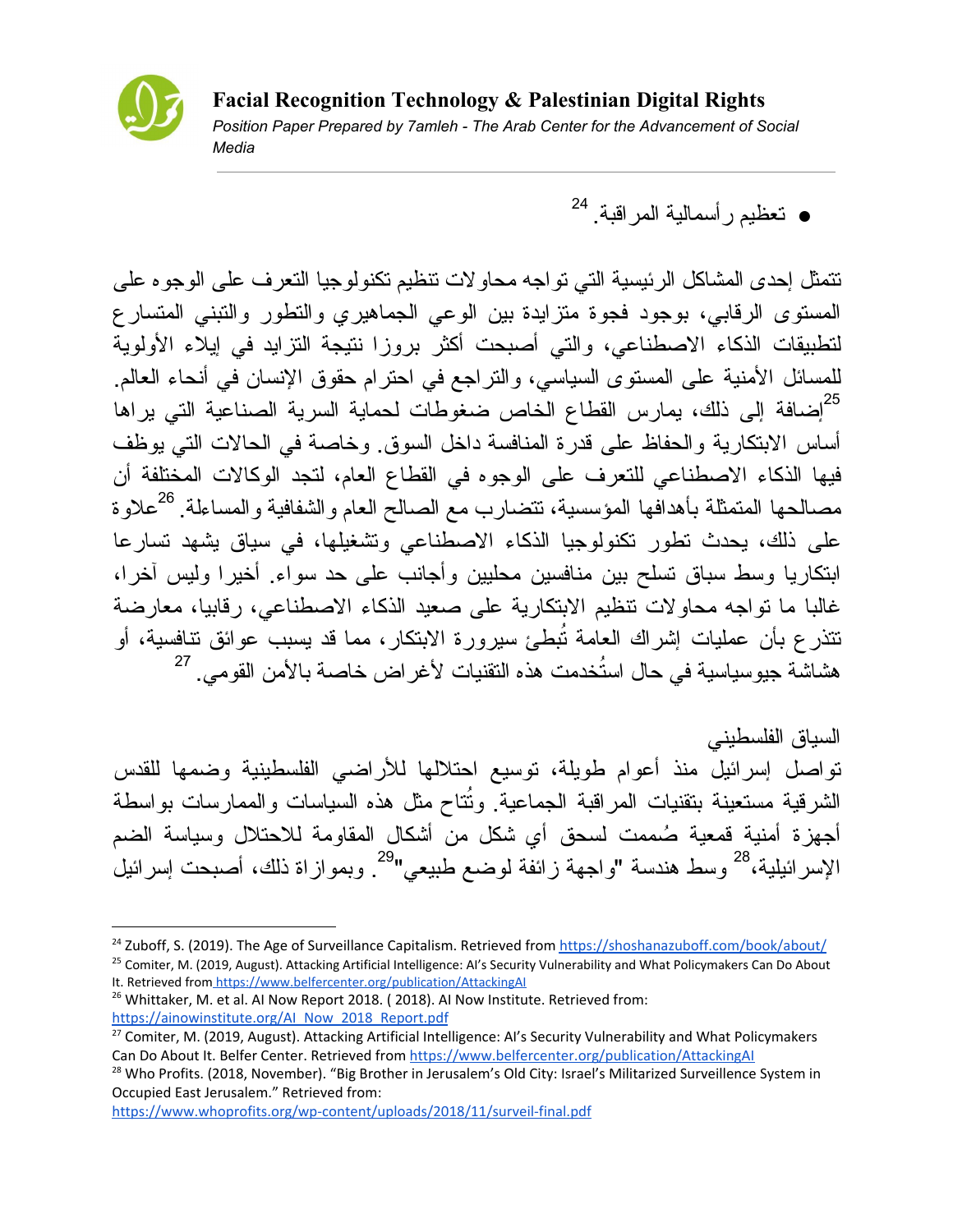- تعظيم رأسمالية المراقبة.[24]

تتمثل إحدى المشاكل الرئيسية التي تواجه محاولات تنظيم تكنولوجيا التعرف على الوجوه على المستوى الرقابي، بوجود فجوة متزايدة بين الوعي الجماهيري والتطور والتبني المتسارع لتطبيقات الذكاء الاصطناعي، والتي أصبحت أكثر بروزا نتيجة التزايد في إيلاء الأولوية للمسائل الأمنية على المستوى السياسي، والتراجع في احترام حقوق الإنسان في أنحاء العالم.[25] إضافة إلى ذلك، يمارس القطاع الخاص ضغوطات لحماية السرية الصناعية التي يراها أساس الابتكارية والحفاظ على قدرة المنافسة داخل السوق. وخاصة في الحالات التي يوظف فيها الذكاء الاصطناعي للتعرف على الوجوه في القطاع العام، لتجد الوكالات المختلفة أن مصالحها المتمثلة بأهدافها المؤسسية، تتضارب مع الصالح العام والشفافية والمساءلة.[26] علاوة على ذلك، يحدث تطور تكنولوجيا الذكاء الاصطناعي وتشغيلها، في سياق يشهد تسارعا ابتكاريا وسط سباق تسلح بين منافسين محليين وأجانب على حد سواء. أخيرا وليس آخرا، غالبا ما تواجه محاولات تنظيم الابتكارية على صعيد الذكاء الاصطناعي، رقابيا، معارضة تتذرع بأن عمليات إشراك العامة تُبطئ سيرورة الابتكار، مما قد يسبب عوائق تنافسية، أو هشاشة جيوسياسية في حال استُخدمت هذه التقنيات لأغراض خاصة بالأمن القومي.[27]

السياق الفلسطيني

تواصل إسرائيل منذ أعوام طويلة، توسيع احتلالها للأراضي الفلسطينية وضمها للقدس الشرقية مستعينة بتقنيات المراقبة الجماعية. وتُتاح مثل هذه السياسات والممارسات بواسطة أجهزة أمنية قمعية صُممت لسحق أي شكل من أشكال المقاومة للاحتلال وسياسة الضم الإسرائيلية،[28] وسط هندسة "واجهة زائفة لوضع طبيعي"[29]. وبموازاة ذلك، أصبحت إسرائيل

---

[24] Zuboff, S. (2019). The Age of Surveillance Capitalism. Retrieved from https://shoshanazuboff.com/book/about/

[25] Comiter, M. (2019, August). Attacking Artificial Intelligence: AI's Security Vulnerability and What Policymakers Can Do About It. Retrieved from https://www.belfercenter.org/publication/AttackingAI

[26] Whittaker, M. et al. AI Now Report 2018. ( 2018). AI Now Institute. Retrieved from: https://ainowinstitute.org/AI_Now_2018_Report.pdf

[27] Comiter, M. (2019, August). Attacking Artificial Intelligence: AI's Security Vulnerability and What Policymakers Can Do About It. Belfer Center. Retrieved from https://www.belfercenter.org/publication/AttackingAI

[28] Who Profits. (2018, November). "Big Brother in Jerusalem's Old City: Israel's Militarized Surveillance System in Occupied East Jerusalem." Retrieved from: https://www.whoprofits.org/wp-content/uploads/2018/11/surveil-final.pdf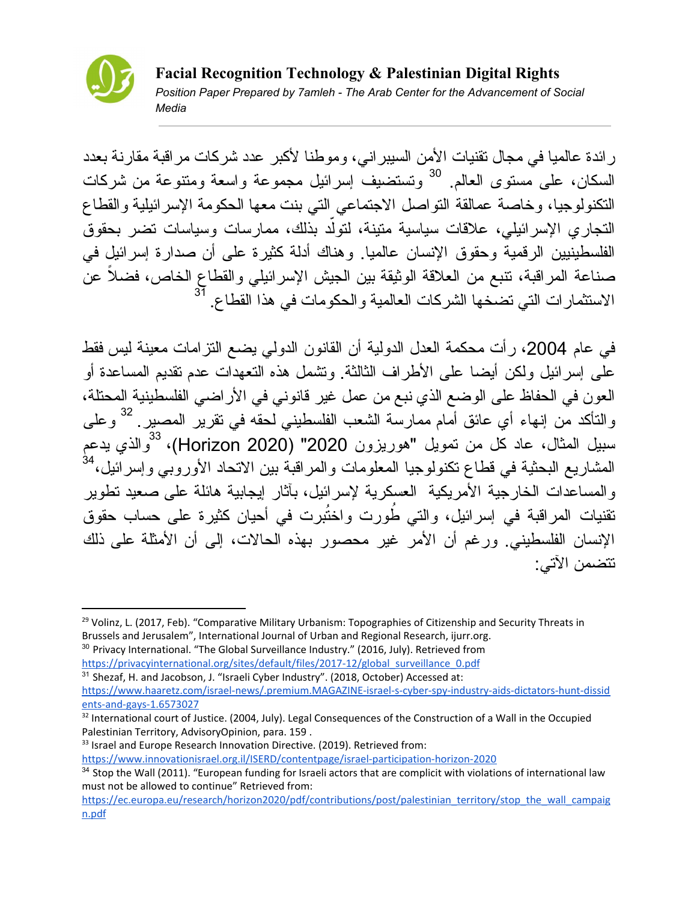رائدة عالميا في مجال تقنيات الأمن السيبراني، وموطنا لأكبر عدد شركات مراقبة مقارنة بعدد السكان، على مستوى العالم.[30] وتستضيف إسرائيل مجموعة واسعة ومتنوعة من شركات التكنولوجيا، وخاصة عمالقة التواصل الاجتماعي التي بنت معها الحكومة الإسرائيلية والقطاع التجاري الإسرائيلي، علاقات سياسية متينة، لتولّد بذلك، ممارسات وسياسات تضر بحقوق الفلسطينيين الرقمية وحقوق الإنسان عالميا. وهناك أدلة كثيرة على أن صدارة إسرائيل في صناعة المراقبة، تنبع من العلاقة الوثيقة بين الجيش الإسرائيلي والقطاع الخاص، فضلاً عن الاستثمارات التي تضخها الشركات العالمية والحكومات في هذا القطاع.[31]

في عام 2004، رأت محكمة العدل الدولية أن القانون الدولي يضع التزامات معينة ليس فقط على إسرائيل ولكن أيضا على الأطراف الثالثة. وتشمل هذه التعهدات عدم تقديم المساعدة أو العون في الحفاظ على الوضع الذي نبع من عمل غير قانوني في الأراضي الفلسطينية المحتلة، والتأكد من إنهاء أي عائق أمام ممارسة الشعب الفلسطيني لحقه في تقرير المصير.[32] وعلى سبيل المثال، عاد كل من تمويل "هوريزون 2020" (Horizon 2020)،[33] والذي يدعم المشاريع البحثية في قطاع تكنولوجيا المعلومات والمراقبة بين الاتحاد الأوروبي وإسرائيل،[34] والمساعدات الخارجية الأمريكية العسكرية لإسرائيل، بآثار إيجابية هائلة على صعيد تطوير تقنيات المراقبة في إسرائيل، والتي طُورت واختُبرت في أحيان كثيرة على حساب حقوق الإنسان الفلسطيني. ورغم أن الأمر غير محصور بهذه الحالات، إلى أن الأمثلة على ذلك تتضمن الآتي:

---

[29] Volinz, L. (2017, Feb). "Comparative Military Urbanism: Topographies of Citizenship and Security Threats in Brussels and Jerusalem", International Journal of Urban and Regional Research, ijurr.org.

[30] Privacy International. "The Global Surveillance Industry." (2016, July). Retrieved from https://privacyinternational.org/sites/default/files/2017-12/global_surveillance_0.pdf

[31] Shezaf, H. and Jacobson, J. "Israeli Cyber Industry". (2018, October) Accessed at: https://www.haaretz.com/israel-news/.premium.MAGAZINE-israel-s-cyber-spy-industry-aids-dictators-hunt-dissidents-and-gays-1.6573027

[32] International court of Justice. (2004, July). Legal Consequences of the Construction of a Wall in the Occupied Palestinian Territory, AdvisoryOpinion, para. 159 .

[33] Israel and Europe Research Innovation Directive. (2019). Retrieved from: https://www.innovationisrael.org.il/ISERD/contentpage/israel-participation-horizon-2020

[34] Stop the Wall (2011). "European funding for Israeli actors that are complicit with violations of international law must not be allowed to continue" Retrieved from: https://ec.europa.eu/research/horizon2020/pdf/contributions/post/palestinian_territory/stop_the_wall_campaign.pdf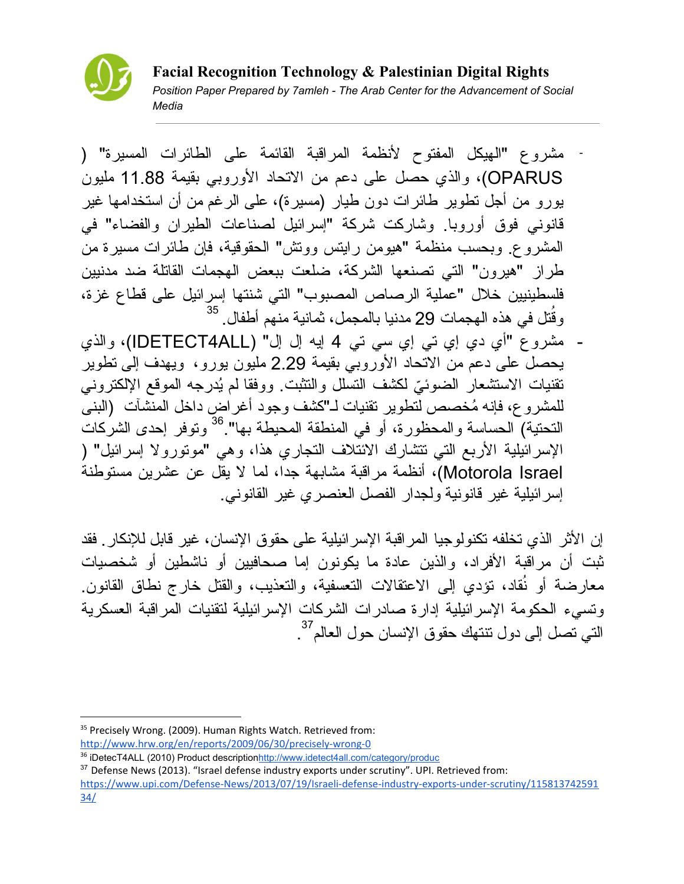- مشروع "الهيكل المفتوح لأنظمة المراقبة القائمة على الطائرات المسيرة" (OPARUS)، والذي حصل على دعم من الاتحاد الأوروبي بقيمة 11.88 مليون يورو من أجل تطوير طائرات دون طيار (مسيرة)، على الرغم من أن استخدامها غير قانوني فوق أوروبا. وشاركت شركة "إسرائيل لصناعات الطيران والفضاء" في المشروع. وبحسب منظمة "هيومن رايتس ووتش" الحقوقية، فإن طائرات مسيرة من طراز "هيرون" التي تصنعها الشركة، ضلعت ببعض الهجمات القاتلة ضد مدنيين فلسطينيين خلال "عملية الرصاص المصبوب" التي شنتها إسرائيل على قطاع غزة، وقُتل في هذه الهجمات 29 مدنيا بالمجمل، ثمانية منهم أطفال.[35]
- مشروع "أي دي إي تي سي تي 4 إيه إل إل" (IDETECT4ALL)، والذي يحصل على دعم من الاتحاد الأوروبي بقيمة 2.29 مليون يورو، ويهدف إلى تطوير تقنيات الاستشعار الضوئيّ لكشف التسلل والتثبت. ووفقا لم يُدرجه الموقع الإلكتروني للمشروع، فإنه مُخصص لتطوير تقنيات لـ"كشف وجود أغراض داخل المنشآت (البنى التحتية) الحساسة والمحظورة، أو في المنطقة المحيطة بها".[36] وتوفر إحدى الشركات الإسرائيلية الأربع التي تتشارك الائتلاف التجاري هذا، وهي "موتورولا إسرائيل" (Motorola Israel)، أنظمة مراقبة مشابهة جدا، لما لا يقل عن عشرين مستوطنة إسرائيلية غير قانونية ولجدار الفصل العنصري غير القانوني.

إن الأثر الذي تخلفه تكنولوجيا المراقبة الإسرائيلية على حقوق الإنسان، غير قابل للإنكار. فقد ثبت أن مراقبة الأفراد، والذين عادة ما يكونون إما صحافيين أو ناشطين أو شخصيات معارضة أو نُقاد، تؤدي إلى الاعتقالات التعسفية، والتعذيب، والقتل خارج نطاق القانون. وتسيء الحكومة الإسرائيلية إدارة صادرات الشركات الإسرائيلية لتقنيات المراقبة العسكرية التي تصل إلى دول تنتهك حقوق الإنسان حول العالم.[37]

---

[35] Precisely Wrong. (2009). Human Rights Watch. Retrieved from: http://www.hrw.org/en/reports/2009/06/30/precisely-wrong-0

[36] iDetecT4ALL (2010) Product descriptionhttp://www.idetect4all.com/category/produc

[37] Defense News (2013). "Israel defense industry exports under scrutiny". UPI. Retrieved from: https://www.upi.com/Defense-News/2013/07/19/Israeli-defense-industry-exports-under-scrutiny/11581374259134/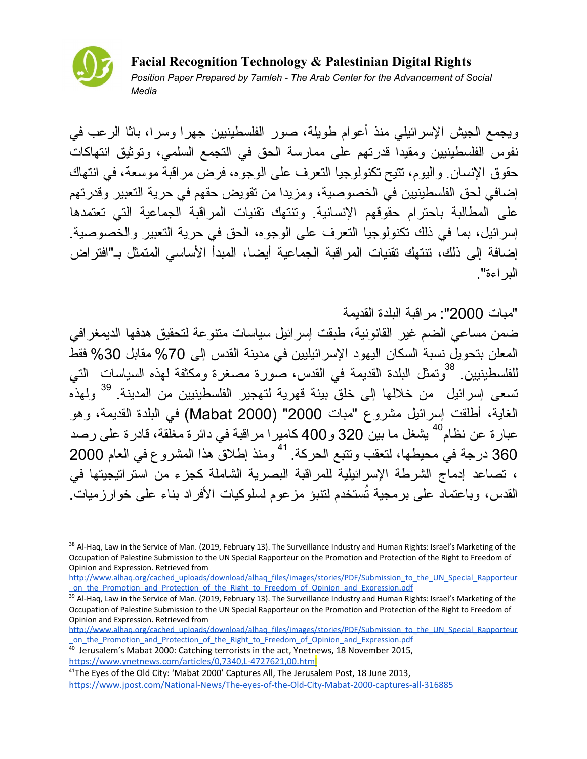ويجمع الجيش الإسرائيلي منذ أعوام طويلة، صور الفلسطينيين جهرا وسرا، باثا الرعب في نفوس الفلسطينيين ومقيدا قدرتهم على ممارسة الحق في التجمع السلمي، وتوثيق انتهاكات حقوق الإنسان. واليوم، تتيح تكنولوجيا التعرف على الوجوه، فرض مراقبة موسعة، في انتهاك إضافي لحق الفلسطينيين في الخصوصية، ومزيدا من تقويض حقهم في حرية التعبير وقدرتهم على المطالبة باحترام حقوقهم الإنسانية. وتنتهك تقنيات المراقبة الجماعية التي تعتمدها إسرائيل، بما في ذلك تكنولوجيا التعرف على الوجوه، الحق في حرية التعبير والخصوصية. إضافة إلى ذلك، تنتهك تقنيات المراقبة الجماعية أيضا، المبدأ الأساسي المتمثل بـ"افتراض البراءة".

"مبات 2000": مراقبة البلدة القديمة

ضمن مساعي الضم غير القانونية، طبقت إسرائيل سياسات متنوعة لتحقيق هدفها الديمغرافي المعلن بتحويل نسبة السكان اليهود الإسرائيليين في مدينة القدس إلى 70% مقابل 30% فقط للفلسطينيين.[38] وتمثل البلدة القديمة في القدس، صورة مصغرة ومكثفة لهذه السياسات التي تسعى إسرائيل من خلالها إلى خلق بيئة قهرية لتهجير الفلسطينيين من المدينة.[39] ولهذه الغاية، أطلقت إسرائيل مشروع "مبات 2000" (Mabat 2000) في البلدة القديمة، وهو عبارة عن نظام[40] يشغل ما بين 320 و400 كاميرا مراقبة في دائرة مغلقة، قادرة على رصد 360 درجة في محيطها، لتعقب وتتبع الحركة.[41] ومنذ إطلاق هذا المشروع في العام 2000، تصاعد إدماج الشرطة الإسرائيلية للمراقبة البصرية الشاملة كجزء من استراتيجيتها في القدس، وباعتماد على برمجية تُستخدم لتنبؤ مزعوم لسلوكيات الأفراد بناء على خوارزميات.

---

[38] Al-Haq, Law in the Service of Man. (2019, February 13). The Surveillance Industry and Human Rights: Israel's Marketing of the Occupation of Palestine Submission to the UN Special Rapporteur on the Promotion and Protection of the Right to Freedom of Opinion and Expression. Retrieved from http://www.alhaq.org/cached_uploads/download/alhaq_files/images/stories/PDF/Submission_to_the_UN_Special_Rapporteur_on_the_Promotion_and_Protection_of_the_Right_to_Freedom_of_Opinion_and_Expression.pdf

[39] Al-Haq, Law in the Service of Man. (2019, February 13). The Surveillance Industry and Human Rights: Israel's Marketing of the Occupation of Palestine Submission to the UN Special Rapporteur on the Promotion and Protection of the Right to Freedom of Opinion and Expression. Retrieved from http://www.alhaq.org/cached_uploads/download/alhaq_files/images/stories/PDF/Submission_to_the_UN_Special_Rapporteur_on_the_Promotion_and_Protection_of_the_Right_to_Freedom_of_Opinion_and_Expression.pdf

[40] Jerusalem's Mabat 2000: Catching terrorists in the act, Ynetnews, 18 November 2015, https://www.ynetnews.com/articles/0,7340,L-4727621,00.html

[41] The Eyes of the Old City: 'Mabat 2000' Captures All, The Jerusalem Post, 18 June 2013, https://www.jpost.com/National-News/The-eyes-of-the-Old-City-Mabat-2000-captures-all-316885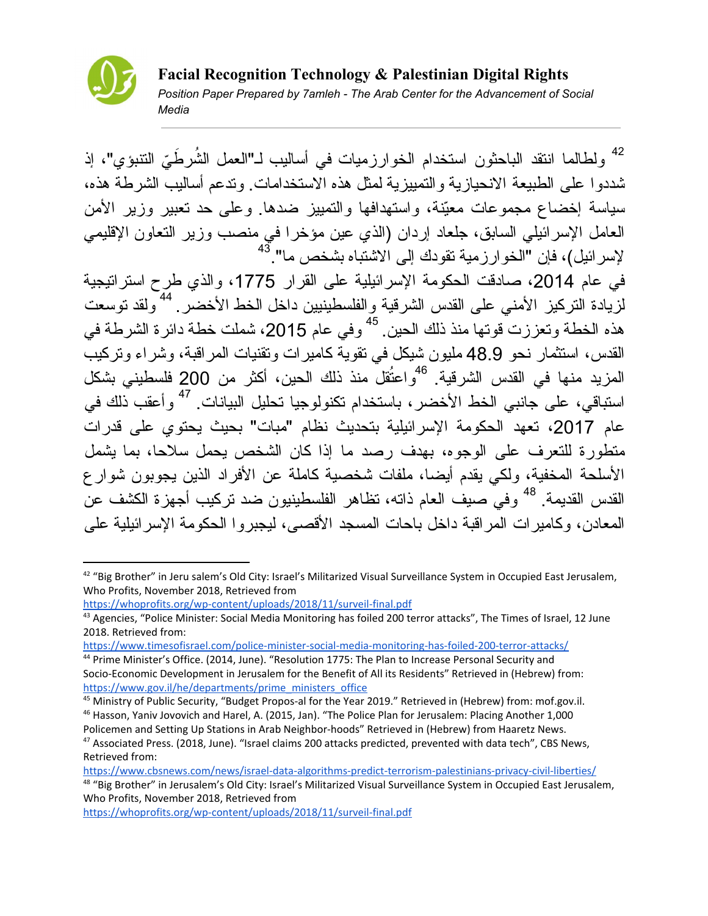[42] ولطالما انتقد الباحثون استخدام الخوارزميات في أساليب لـ"العمل الشُرطَيّ التنبؤي"، إذ شددوا على الطبيعة الانحيازية والتمييزية لمثل هذه الاستخدامات. وتدعم أساليب الشرطة هذه، سياسة إخضاع مجموعات معيّنة، واستهدافها والتمييز ضدها. وعلى حد تعبير وزير الأمن العامل الإسرائيلي السابق، جلعاد إردان (الذي عين مؤخرا في منصب وزير التعاون الإقليمي لإسرائيل)، فإن "الخوارزمية تقودك إلى الاشتباه بشخص ما".[43]

في عام 2014، صادقت الحكومة الإسرائيلية على القرار 1775، والذي طرح استراتيجية لزيادة التركيز الأمني على القدس الشرقية والفلسطينيين داخل الخط الأخضر.[44] ولقد توسعت هذه الخطة وتعززت قوتها منذ ذلك الحين.[45] وفي عام 2015، شملت خطة دائرة الشرطة في القدس، استثمار نحو 48.9 مليون شيكل في تقوية كاميرات وتقنيات المراقبة، وشراء وتركيب المزيد منها في القدس الشرقية.[46] واعتُقل منذ ذلك الحين، أكثر من 200 فلسطيني بشكل استباقي، على جانبي الخط الأخضر، باستخدام تكنولوجيا تحليل البيانات.[47] وأعقب ذلك في عام 2017، تعهد الحكومة الإسرائيلية بتحديث نظام "مباط" بحيث يحتوي على قدرات متطورة للتعرف على الوجوه، بهدف رصد ما إذا كان الشخص يحمل سلاحا، بما يشمل الأسلحة المخفية، ولكي يقدم أيضا، ملفات شخصية كاملة عن الأفراد الذين يجوبون شوارع القدس القديمة.[48] وفي صيف العام ذاته، تظاهر الفلسطينيون ضد تركيب أجهزة الكشف عن المعادن، وكاميرات المراقبة داخل باحات المسجد الأقصى، ليجبروا الحكومة الإسرائيلية على

---

[42] "Big Brother" in Jeru salem's Old City: Israel's Militarized Visual Surveillance System in Occupied East Jerusalem, Who Profits, November 2018, Retrieved from https://whoprofits.org/wp-content/uploads/2018/11/surveil-final.pdf

[43] Agencies, "Police Minister: Social Media Monitoring has foiled 200 terror attacks", The Times of Israel, 12 June 2018. Retrieved from: https://www.timesofisrael.com/police-minister-social-media-monitoring-has-foiled-200-terror-attacks/

[44] Prime Minister's Office. (2014, June). "Resolution 1775: The Plan to Increase Personal Security and Socio-Economic Development in Jerusalem for the Benefit of All its Residents" Retrieved in (Hebrew) from: https://www.gov.il/he/departments/prime_ministers_office

[45] Ministry of Public Security, "Budget Propos-al for the Year 2019." Retrieved in (Hebrew) from: mof.gov.il.

[46] Hasson, Yaniv Jovovich and Harel, A. (2015, Jan). "The Police Plan for Jerusalem: Placing Another 1,000 Policemen and Setting Up Stations in Arab Neighbor-hoods" Retrieved in (Hebrew) from Haaretz News.

[47] Associated Press. (2018, June). "Israel claims 200 attacks predicted, prevented with data tech", CBS News, Retrieved from: https://www.cbsnews.com/news/israel-data-algorithms-predict-terrorism-palestinians-privacy-civil-liberties/

[48] "Big Brother" in Jerusalem's Old City: Israel's Militarized Visual Surveillance System in Occupied East Jerusalem, Who Profits, November 2018, Retrieved from https://whoprofits.org/wp-content/uploads/2018/11/surveil-final.pdf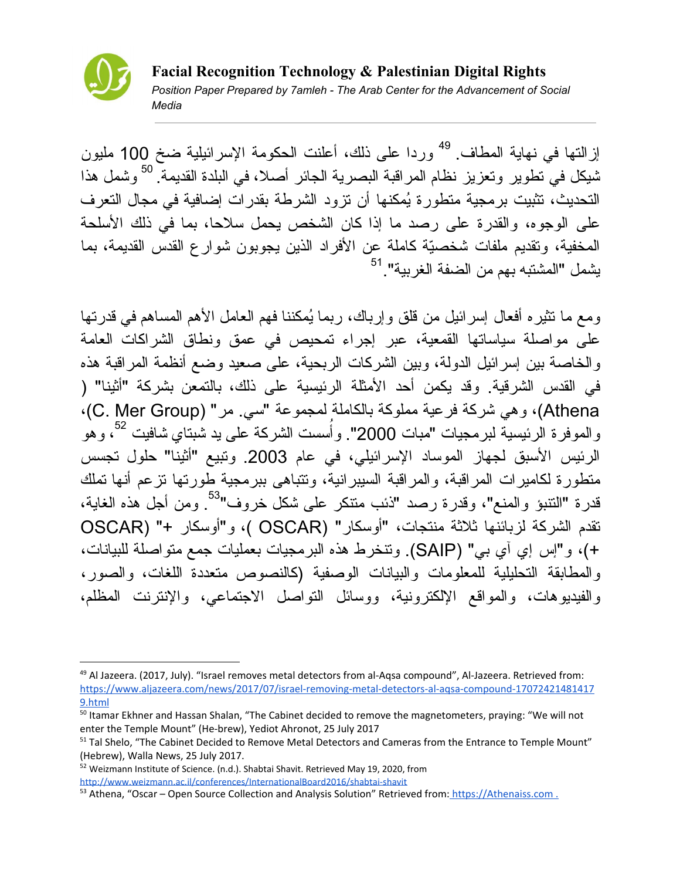إزالتها في نهاية المطاف.[49] وردا على ذلك، أعلنت الحكومة الإسرائيلية ضخ 100 مليون شيكل في تطوير وتعزيز نظام المراقبة البصرية الجائر أصلا، في البلدة القديمة.[50] وشمل هذا التحديث، تثبيت برمجية متطورة يُمكنها أن تزود الشرطة بقدرات إضافية في مجال التعرف على الوجوه، والقدرة على رصد ما إذا كان الشخص يحمل سلاحا، بما في ذلك الأسلحة المخفية، وتقديم ملفات شخصيّة كاملة عن الأفراد الذين يجوبون شوارع القدس القديمة، بما يشمل "المشتبه بهم من الضفة الغربية".[51]

ومع ما تثيره أفعال إسرائيل من قلق وإرباك، ربما يُمكننا فهم العامل الأهم المساهم في قدرتها على مواصلة سياساتها القمعية، عبر إجراء تمحيص في عمق ونطاق الشراكات العامة والخاصة بين إسرائيل الدولة، وبين الشركات الربحية، على صعيد وضع أنظمة المراقبة هذه في القدس الشرقية. وقد يكمن أحد الأمثلة الرئيسية على ذلك، بالتمعن بشركة "أثينا" (Athena)، وهي شركة فرعية مملوكة بالكامل لمجموعة "سي. مر" (C. Mer Group)، والموفرة الرئيسية لبرمجيات "مبات 2000". وأُسست الشركة على يد شبتاي شافيت[52]، وهو الرئيس الأسبق لجهاز الموساد الإسرائيلي، في عام 2003. وتبيع "أثينا" حلول تجسس متطورة لكاميرات المراقبة، والمراقبة السيبرانية، وتتباهى ببرمجية طورتها تزعم أنها تملك قدرة "التنبؤ والمنع"، وقدرة رصد "ذئب متنكر على شكل خروف".[53] ومن أجل هذه الغاية، تقدم الشركة لزبائنها ثلاثة منتجات، "أوسكار" (OSCAR)، و"أوسكار +" (OSCAR +)، و"إس إي آي بي" (SAIP). وتنخرط هذه البرمجيات بعمليات جمع متواصلة للبيانات، والمطابقة التحليلية للمعلومات والبيانات الوصفية (كالنصوص متعددة اللغات، والصور، والفيديوهات، والمواقع الإلكترونية، ووسائل التواصل الاجتماعي، والإنترنت المظلم،

---

[49] Al Jazeera. (2017, July). "Israel removes metal detectors from al-Aqsa compound", Al-Jazeera. Retrieved from: https://www.aljazeera.com/news/2017/07/israel-removing-metal-detectors-al-aqsa-compound-170724214814179.html

[50] Itamar Ekhner and Hassan Shalan, "The Cabinet decided to remove the magnetometers, praying: "We will not enter the Temple Mount" (He-brew), Yediot Ahronot, 25 July 2017

[51] Tal Shelo, "The Cabinet Decided to Remove Metal Detectors and Cameras from the Entrance to Temple Mount" (Hebrew), Walla News, 25 July 2017.

[52] Weizmann Institute of Science. (n.d.). Shabtai Shavit. Retrieved May 19, 2020, from http://www.weizmann.ac.il/conferences/InternationalBoard2016/shabtai-shavit

[53] Athena, "Oscar – Open Source Collection and Analysis Solution" Retrieved from: https://Athenaiss.com .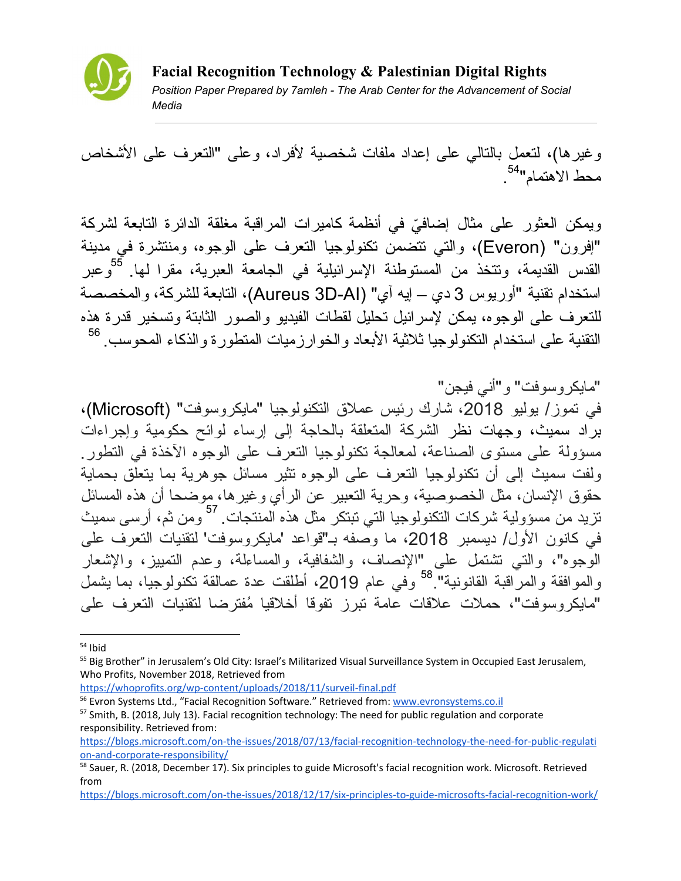وغيرها)، لتعمل بالتالي على إعداد ملفات شخصية لأفراد، وعلى "التعرف على الأشخاص محط الاهتمام"[54].

ويمكن العثور على مثال إضافيّ في أنظمة كاميرات المراقبة مغلقة الدائرة التابعة لشركة "إفرون" (Everon)، والتي تتضمن تكنولوجيا التعرف على الوجوه، ومنتشرة في مدينة القدس القديمة، وتتخذ من المستوطنة الإسرائيلية في الجامعة العبرية، مقرا لها.[55] وعبر استخدام تقنية "أوريوس 3 دي – إيه آي" (Aureus 3D-AI)، التابعة للشركة، والمخصصة للتعرف على الوجوه، يمكن لإسرائيل تحليل لقطات الفيديو والصور الثابتة وتسخير قدرة هذه التقنية على استخدام التكنولوجيا ثلاثية الأبعاد والخوارزميات المتطورة والذكاء المحوسب.[56]

"مايكروسوفت" و"أني فيجن"

في تموز/ يوليو 2018، شارك رئيس عملاق التكنولوجيا "مايكروسوفت" (Microsoft)، براد سميث، وجهات نظر الشركة المتعلقة بالحاجة إلى إرساء لوائح حكومية وإجراءات مسؤولة على مستوى الصناعة، لمعالجة تكنولوجيا التعرف على الوجوه الآخذة في التطور. ولفت سميث إلى أن تكنولوجيا التعرف على الوجوه تثير مسائل جوهرية بما يتعلق بحماية حقوق الإنسان، مثل الخصوصية، وحرية التعبير عن الرأي وغيرها، موضحا أن هذه المسائل تزيد من مسؤولية شركات التكنولوجيا التي تبتكر مثل هذه المنتجات.[57] ومن ثم، أرسى سميث في كانون الأول/ ديسمبر 2018، ما وصفه بـ"قواعد 'مايكروسوفت' لتقنيات التعرف على الوجوه"، والتي تشتمل على "الإنصاف، والشفافية، والمساءلة، وعدم التمييز، والإشعار والموافقة والمراقبة القانونية".[58] وفي عام 2019، أطلقت عدة عمالقة تكنولوجيا، بما يشمل "مايكروسوفت"، حملات علاقات عامة تبرز تفوقا أخلاقيا مُفترضا لتقنيات التعرف على

---

[54] Ibid

[55] Big Brother" in Jerusalem's Old City: Israel's Militarized Visual Surveillance System in Occupied East Jerusalem, Who Profits, November 2018, Retrieved from https://whoprofits.org/wp-content/uploads/2018/11/surveil-final.pdf

[56] Evron Systems Ltd., "Facial Recognition Software." Retrieved from: www.evronsystems.co.il

[57] Smith, B. (2018, July 13). Facial recognition technology: The need for public regulation and corporate responsibility. Retrieved from: https://blogs.microsoft.com/on-the-issues/2018/07/13/facial-recognition-technology-the-need-for-public-regulation-and-corporate-responsibility/

[58] Sauer, R. (2018, December 17). Six principles to guide Microsoft's facial recognition work. Microsoft. Retrieved from https://blogs.microsoft.com/on-the-issues/2018/12/17/six-principles-to-guide-microsofts-facial-recognition-work/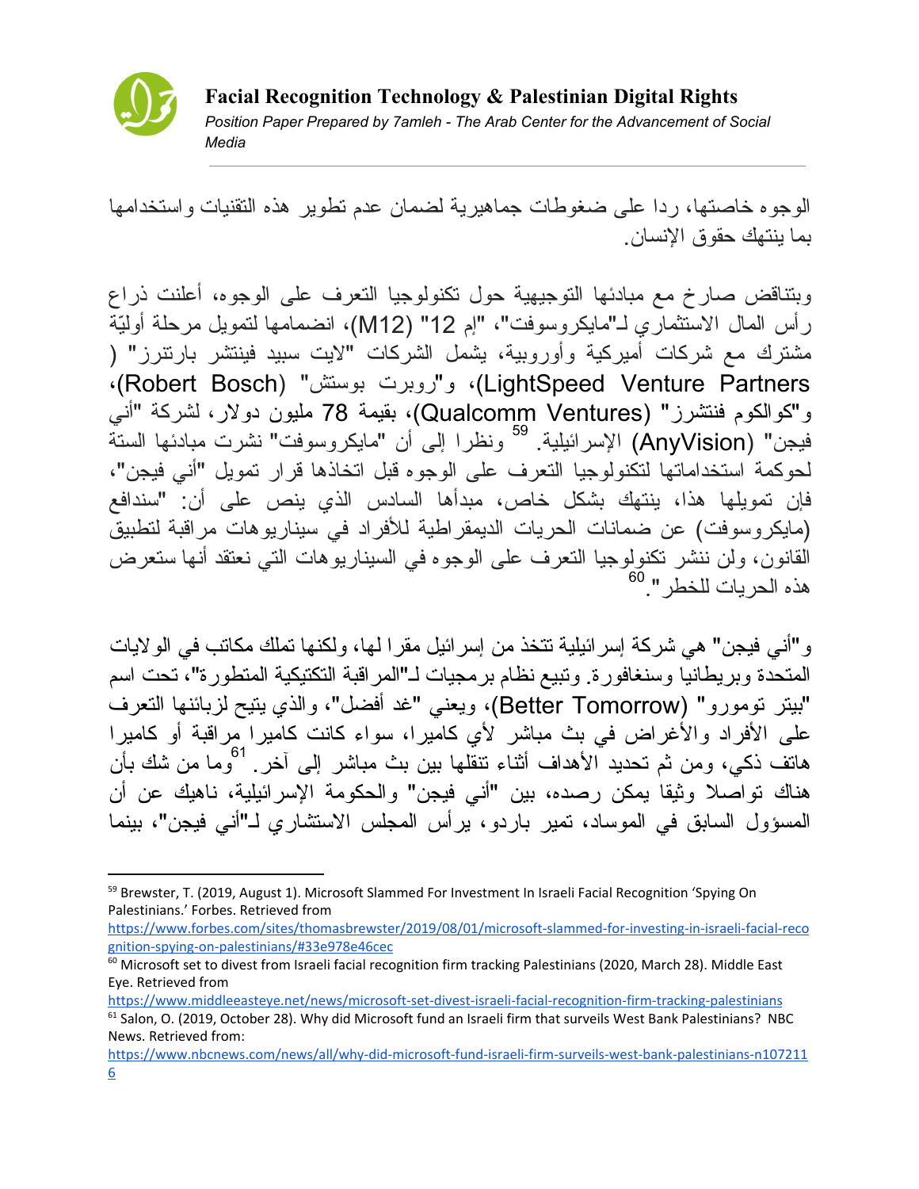الوجوه خاصتها، ردا على ضغوطات جماهيرية لضمان عدم تطوير هذه التقنيات واستخدامها بما ينتهك حقوق الإنسان.

وبتناقض صارخ مع مبادئها التوجيهية حول تكنولوجيا التعرف على الوجوه، أعلنت ذراع رأس المال الاستثماري لـ"مايكروسوفت"، "إم 12" (M12)، انضمامها لتمويل مرحلة أوليّة مشترك مع شركات أميركية وأوروبية، يشمل الشركات "لايت سبيد فينتشر بارتنرز" (LightSpeed Venture Partners)، و"روبرت بوستش" (Robert Bosch)، و"كوالكوم فنتشرز" (Qualcomm Ventures)، بقيمة 78 مليون دولار، لشركة "أني فيجن" (AnyVision) الإسرائيلية.[59] ونظرا إلى أن "مايكروسوفت" نشرت مبادئها الستة لحوكمة استخداماتها لتكنولوجيا التعرف على الوجوه قبل اتخاذها قرار تمويل "أني فيجن"، فإن تمويلها هذا، ينتهك بشكل خاص، مبدأها السادس الذي ينص على أن: "سندافع (مايكروسوفت) عن ضمانات الحريات الديمقراطية للأفراد في سيناريوهات مراقبة لتطبيق القانون، ولن ننشر تكنولوجيا التعرف على الوجوه في السيناريوهات التي نعتقد أنها ستعرض هذه الحريات للخطر".[60]

و"أني فيجن" هي شركة إسرائيلية تتخذ من إسرائيل مقرا لها، ولكنها تملك مكاتب في الولايات المتحدة وبريطانيا وسنغافورة. وتبيع نظام برمجيات لـ"المراقبة التكتيكية المتطورة"، تحت اسم "بيتر تومورو" (Better Tomorrow)، ويعني "غد أفضل"، والذي يتيح لزبائنها التعرف على الأفراد والأغراض في بث مباشر لأي كاميرا، سواء كانت كاميرا مراقبة أو كاميرا هاتف ذكي، ومن ثم تحديد الأهداف أثناء تنقلها بين بث مباشر إلى آخر.[61] وما من شك بأن هناك تواصلا وثيقا يمكن رصده، بين "أني فيجن" والحكومة الإسرائيلية، ناهيك عن أن المسؤول السابق في الموساد، تمير باردو، يرأس المجلس الاستشاري لـ"أني فيجن"، بينما

---

[59] Brewster, T. (2019, August 1). Microsoft Slammed For Investment In Israeli Facial Recognition 'Spying On Palestinians.' Forbes. Retrieved from https://www.forbes.com/sites/thomasbrewster/2019/08/01/microsoft-slammed-for-investing-in-israeli-facial-recognition-spying-on-palestinians/#33e978e46cec

[60] Microsoft set to divest from Israeli facial recognition firm tracking Palestinians (2020, March 28). Middle East Eye. Retrieved from https://www.middleeasteye.net/news/microsoft-set-divest-israeli-facial-recognition-firm-tracking-palestinians

[61] Salon, O. (2019, October 28). Why did Microsoft fund an Israeli firm that surveils West Bank Palestinians? NBC News. Retrieved from: https://www.nbcnews.com/news/all/why-did-microsoft-fund-israeli-firm-surveils-west-bank-palestinians-n1072116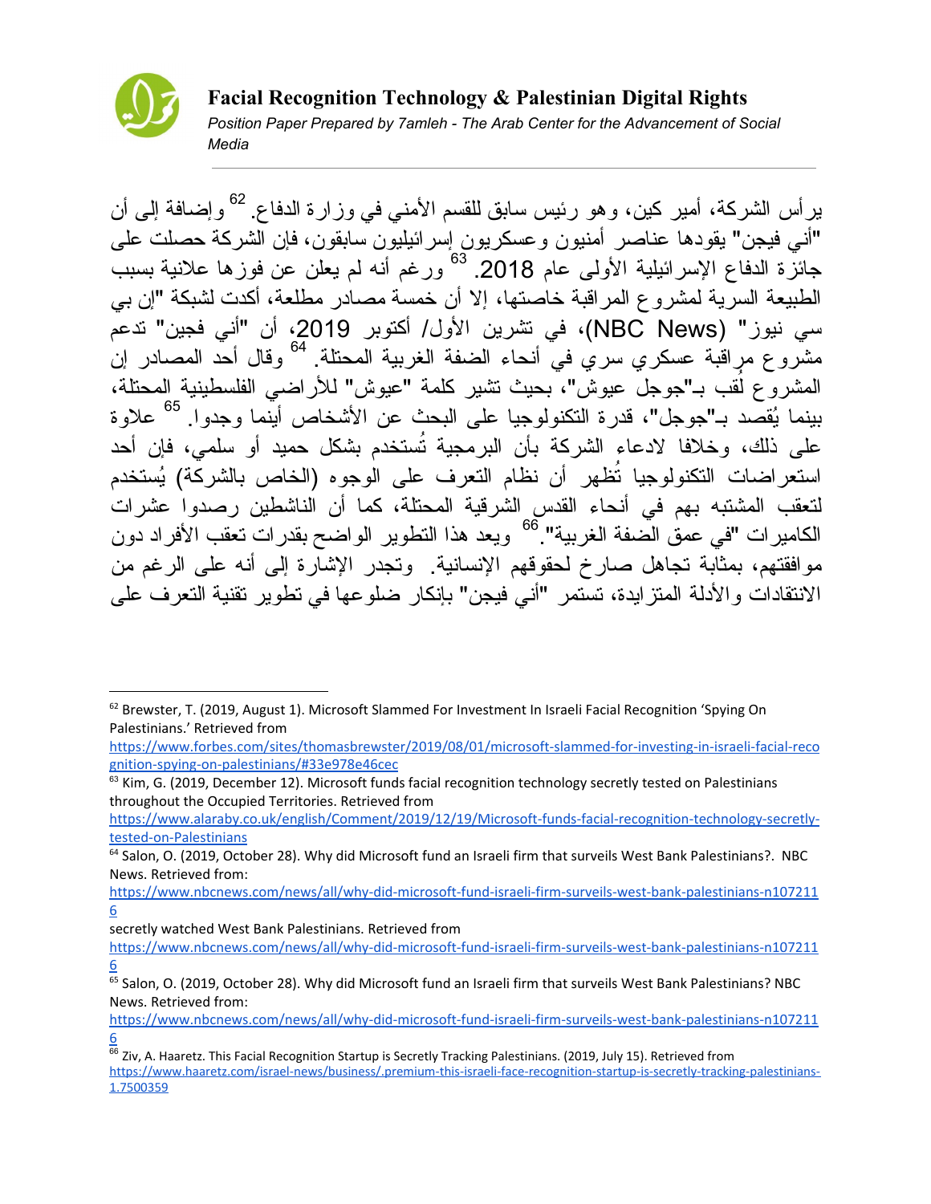يرأس الشركة، أمير كين، وهو رئيس سابق للقسم الأمني في وزارة الدفاع.[62] وإضافة إلى أن "أني فيجن" يقودها عناصر أمنيون وعسكريون إسرائيليون سابقون، فإن الشركة حصلت على جائزة الدفاع الإسرائيلية الأولى عام 2018.[63] ورغم أنه لم يعلن عن فوزها علانية بسبب الطبيعة السرية لمشروع المراقبة خاصتها، إلا أن خمسة مصادر مطلعة، أكدت لشبكة "إن بي سي نيوز" (NBC News)، في تشرين الأول/ أكتوبر 2019، أن "أني فجين" تدعم مشروع مراقبة عسكري سري في أنحاء الضفة الغربية المحتلة.[64] وقال أحد المصادر إن المشروع لُقب بـ"جوجل عيوش"، بحيث تشير كلمة "عيوش" للأراضي الفلسطينية المحتلة، بينما يُقصد بـ"جوجل"، قدرة التكنولوجيا على البحث عن الأشخاص أينما وجدوا.[65] علاوة على ذلك، وخلافا لادعاء الشركة بأن البرمجية تُستخدم بشكل حميد أو سلمي، فإن أحد استعراضات التكنولوجيا تُظهر أن نظام التعرف على الوجوه (الخاص بالشركة) يُستخدم لتعقب المشتبه بهم في أنحاء القدس الشرقية المحتلة، كما أن الناشطين رصدوا عشرات الكاميرات "في عمق الضفة الغربية".[66] ويعد هذا التطوير الواضح بقدرات تعقب الأفراد دون موافقتهم، بمثابة تجاهل صارخ لحقوقهم الإنسانية. وتجدر الإشارة إلى أنه على الرغم من الانتقادات والأدلة المتزايدة، تستمر "أني فيجن" بإنكار ضلوعها في تطوير تقنية التعرف على

---

[62] Brewster, T. (2019, August 1). Microsoft Slammed For Investment In Israeli Facial Recognition 'Spying On Palestinians.' Retrieved from https://www.forbes.com/sites/thomasbrewster/2019/08/01/microsoft-slammed-for-investing-in-israeli-facial-recognition-spying-on-palestinians/#33e978e46cec

[63] Kim, G. (2019, December 12). Microsoft funds facial recognition technology secretly tested on Palestinians throughout the Occupied Territories. Retrieved from https://www.alaraby.co.uk/english/Comment/2019/12/19/Microsoft-funds-facial-recognition-technology-secretly-tested-on-Palestinians

[64] Salon, O. (2019, October 28). Why did Microsoft fund an Israeli firm that surveils West Bank Palestinians?. NBC News. Retrieved from: https://www.nbcnews.com/news/all/why-did-microsoft-fund-israeli-firm-surveils-west-bank-palestinians-n1072116
secretly watched West Bank Palestinians. Retrieved from https://www.nbcnews.com/news/all/why-did-microsoft-fund-israeli-firm-surveils-west-bank-palestinians-n1072116

[65] Salon, O. (2019, October 28). Why did Microsoft fund an Israeli firm that surveils West Bank Palestinians? NBC News. Retrieved from: https://www.nbcnews.com/news/all/why-did-microsoft-fund-israeli-firm-surveils-west-bank-palestinians-n1072116

[66] Ziv, A. Haaretz. This Facial Recognition Startup is Secretly Tracking Palestinians. (2019, July 15). Retrieved from https://www.haaretz.com/israel-news/business/.premium-this-israeli-face-recognition-startup-is-secretly-tracking-palestinians-1.7500359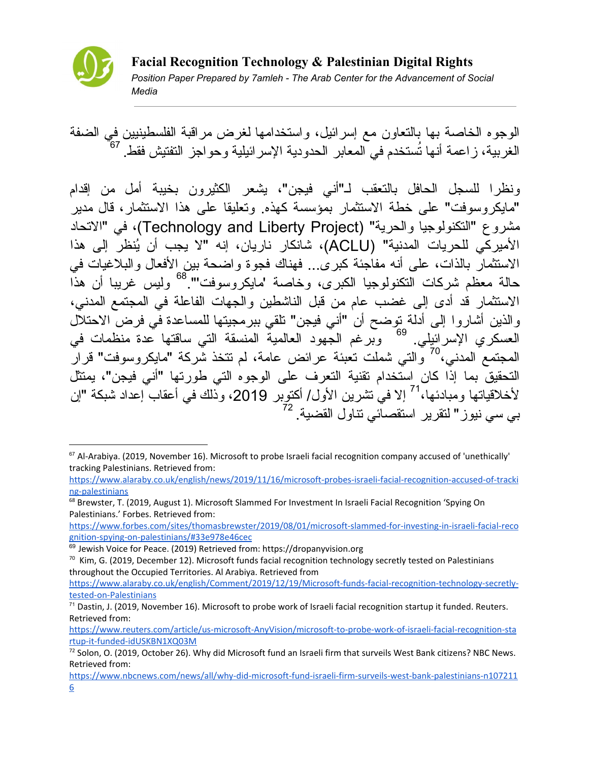الوجوه الخاصة بها بالتعاون مع إسرائيل، واستخدامها لغرض مراقبة الفلسطينيين في الضفة الغربية، زاعمة أنها تُستخدم في المعابر الحدودية الإسرائيلية وحواجز التفتيش فقط.[67]

ونظرا للسجل الحافل بالتعقب لـ"أني فيجن"، يشعر الكثيرون بخيبة أمل من إقدام "مايكروسوفت" على خطة الاستثمار بمؤسسة كهذه. وتعليقا على هذا الاستثمار، قال مدير مشروع "التكنولوجيا والحرية" (Technology and Liberty Project)، في "الاتحاد الأميركي للحريات المدنية" (ACLU)، شانكار ناريان، إنه "لا يجب أن يُنظر إلى هذا الاستثمار بالذات، على أنه مفاجئة كبرى... فهناك فجوة واضحة بين الأفعال والبلاغيات في حالة معظم شركات التكنولوجيا الكبرى، وخاصة 'مايكروسوفت'".[68] وليس غريبا أن هذا الاستثمار قد أدى إلى غضب عام من قبل الناشطين والجهات الفاعلة في المجتمع المدني، والذين أشاروا إلى أدلة توضح أن "أني فيجن" تلقي ببرمجيتها للمساعدة في فرض الاحتلال العسكري الإسرائيلي.[69] وبرغم الجهود العالمية المنسقة التي ساقتها عدة منظمات في المجتمع المدني،[70] والتي شملت تعبئة عرائض عامة، لم تتخذ شركة "مايكروسوفت" قرار التحقيق بما إذا كان استخدام تقنية التعرف على الوجوه التي طورتها "أني فيجن"، يمتثل لأخلاقياتها ومبادئها،[71] إلا في تشرين الأول/ أكتوبر 2019، وذلك في أعقاب إعداد شبكة "إن بي سي نيوز" لتقرير استقصائي تناول القضية.[72]

---

[67] Al-Arabiya. (2019, November 16). Microsoft to probe Israeli facial recognition company accused of 'unethically' tracking Palestinians. Retrieved from: https://www.alaraby.co.uk/english/news/2019/11/16/microsoft-probes-israeli-facial-recognition-accused-of-tracking-palestinians

[68] Brewster, T. (2019, August 1). Microsoft Slammed For Investment In Israeli Facial Recognition 'Spying On Palestinians.' Forbes. Retrieved from: https://www.forbes.com/sites/thomasbrewster/2019/08/01/microsoft-slammed-for-investing-in-israeli-facial-recognition-spying-on-palestinians/#33e978e46cec

[69] Jewish Voice for Peace. (2019) Retrieved from: https://dropanyvision.org

[70] Kim, G. (2019, December 12). Microsoft funds facial recognition technology secretly tested on Palestinians throughout the Occupied Territories. Al Arabiya. Retrieved from https://www.alaraby.co.uk/english/Comment/2019/12/19/Microsoft-funds-facial-recognition-technology-secretly-tested-on-Palestinians

[71] Dastin, J. (2019, November 16). Microsoft to probe work of Israeli facial recognition startup it funded. Reuters. Retrieved from: https://www.reuters.com/article/us-microsoft-AnyVision/microsoft-to-probe-work-of-israeli-facial-recognition-startup-it-funded-idUSKBN1XQ03M

[72] Solon, O. (2019, October 26). Why did Microsoft fund an Israeli firm that surveils West Bank citizens? NBC News. Retrieved from: https://www.nbcnews.com/news/all/why-did-microsoft-fund-israeli-firm-surveils-west-bank-palestinians-n1072116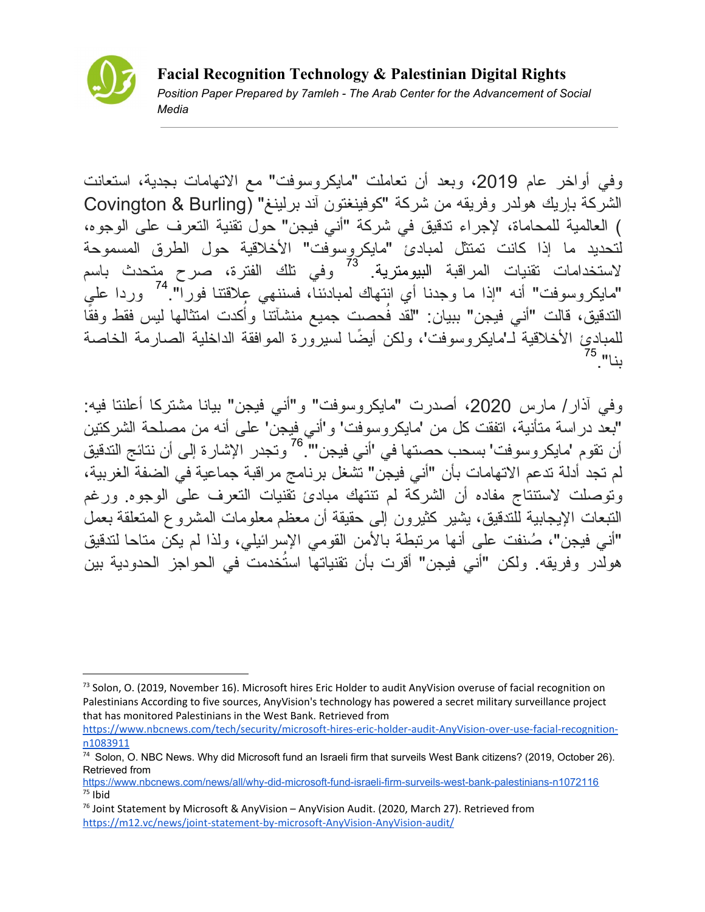وفي أواخر عام 2019، وبعد أن تعاملت "مايكروسوفت" مع الاتهامات بجدية، استعانت الشركة بإريك هولدر وفريقه من شركة "كوفينغتون آند برلينغ" (Covington & Burling) العالمية للمحاماة، لإجراء تدقيق في شركة "أني فيجن" حول تقنية التعرف على الوجوه، لتحديد ما إذا كانت تمتثل لمبادئ "مايكروسوفت" الأخلاقية حول الطرق المسموحة لاستخدامات تقنيات المراقبة البيومترية.[73] وفي تلك الفترة، صرح متحدث باسم "مايكروسوفت" أنه "إذا ما وجدنا أي انتهاك لمبادئنا، فسننهي علاقتنا فورا".[74] وردا على التدقيق، قالت "أني فيجن" ببيان: "لقد فُحصت جميع منشآتنا وأُكدت امتثالها ليس فقط وفقًا للمبادئ الأخلاقية لـ'مايكروسوفت'، ولكن أيضًا لسيرورة الموافقة الداخلية الصارمة الخاصة بنا".[75]

وفي آذار/ مارس 2020، أصدرت "مايكروسوفت" و"أني فيجن" بيانا مشتركا أعلنتا فيه: "بعد دراسة متأنية، اتفقت كل من 'مايكروسوفت' و'أني فيجن' على أنه من مصلحة الشركتين أن تقوم 'مايكروسوفت' بسحب حصتها في 'أني فيجن'".[76] وتجدر الإشارة إلى أن نتائج التدقيق لم تجد أدلة تدعم الاتهامات بأن "أني فيجن" تشغل برنامج مراقبة جماعية في الضفة الغربية، وتوصلت لاستنتاج مفاده أن الشركة لم تنتهك مبادئ تقنيات التعرف على الوجوه. ورغم التبعات الإيجابية للتدقيق، يشير كثيرون إلى حقيقة أن معظم معلومات المشروع المتعلقة بعمل "أني فيجن"، صُنفت على أنها مرتبطة بالأمن القومي الإسرائيلي، ولذا لم يكن متاحا لتدقيق هولدر وفريقه. ولكن "أني فيجن" أقرت بأن تقنياتها استُخدمت في الحواجز الحدودية بين

---

[73] Solon, O. (2019, November 16). Microsoft hires Eric Holder to audit AnyVision overuse of facial recognition on Palestinians According to five sources, AnyVision's technology has powered a secret military surveillance project that has monitored Palestinians in the West Bank. Retrieved from https://www.nbcnews.com/tech/security/microsoft-hires-eric-holder-audit-AnyVision-over-use-facial-recognition-n1083911

[74] Solon, O. NBC News. Why did Microsoft fund an Israeli firm that surveils West Bank citizens? (2019, October 26). Retrieved from https://www.nbcnews.com/news/all/why-did-microsoft-fund-israeli-firm-surveils-west-bank-palestinians-n1072116

[75] Ibid

[76] Joint Statement by Microsoft & AnyVision – AnyVision Audit. (2020, March 27). Retrieved from https://m12.vc/news/joint-statement-by-microsoft-AnyVision-AnyVision-audit/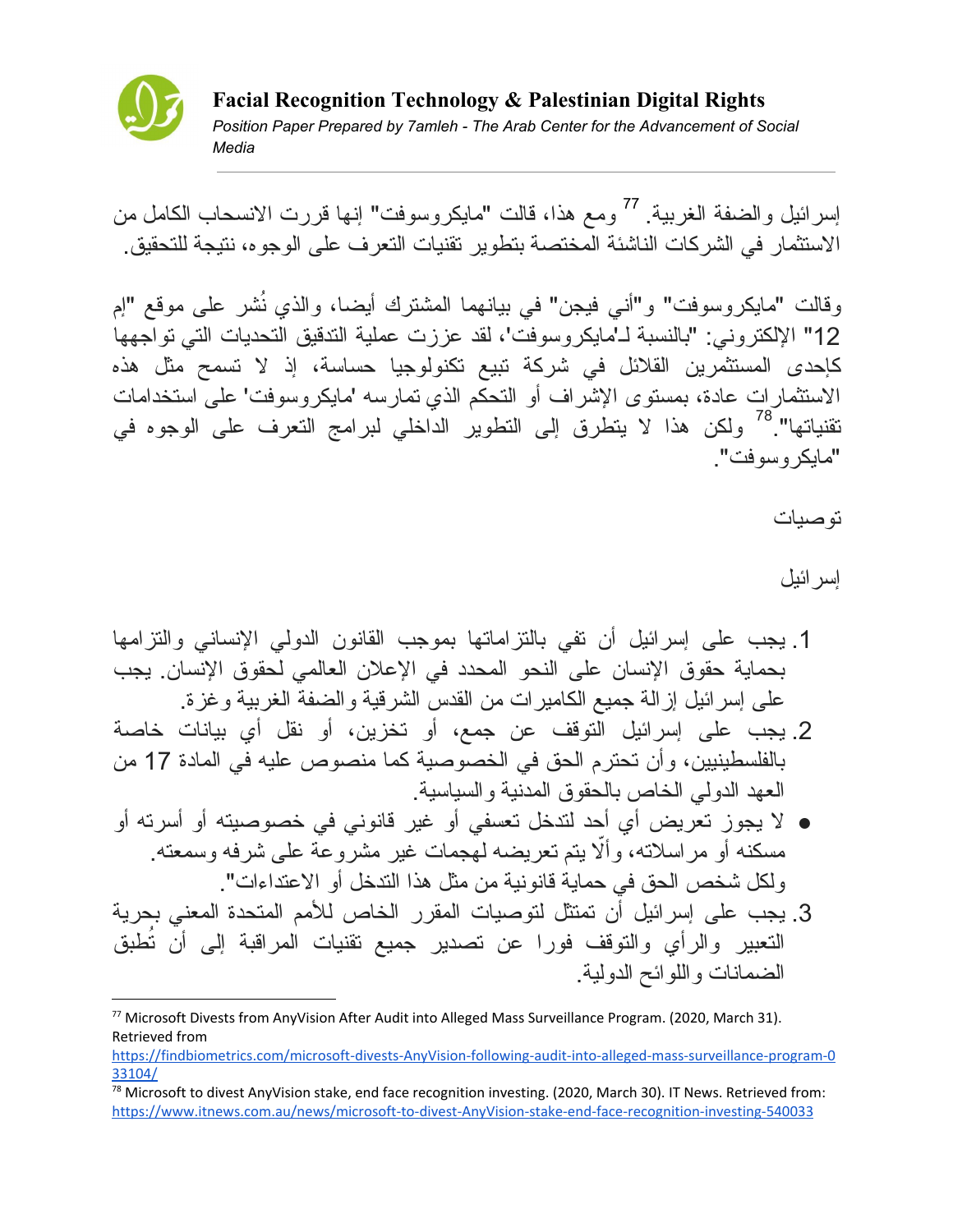إسرائيل والضفة الغربية.[77] ومع هذا، قالت "مايكروسوفت" إنها قررت الانسحاب الكامل من الاستثمار في الشركات الناشئة المختصة بتطوير تقنيات التعرف على الوجوه، نتيجة للتحقيق.

وقالت "مايكروسوفت" و"أني فيجن" في بيانهما المشترك أيضا، والذي نُشر على موقع "إم 12" الإلكتروني: "بالنسبة لـ'مايكروسوفت'، لقد عززت عملية التدقيق التحديات التي تواجهها كإحدى المستثمرين القلائل في شركة تبيع تكنولوجيا حساسة، إذ لا تسمح مثل هذه الاستثمارات عادة، بمستوى الإشراف أو التحكم الذي تمارسه 'مايكروسوفت' على استخدامات تقنياتها".[78] ولكن هذا لا يتطرق إلى التطوير الداخلي لبرامج التعرف على الوجوه في "مايكروسوفت".

توصيات

إسرائيل

1. يجب على إسرائيل أن تفي بالتزاماتها بموجب القانون الدولي الإنساني والتزامها بحماية حقوق الإنسان على النحو المحدد في الإعلان العالمي لحقوق الإنسان. يجب على إسرائيل إزالة جميع الكاميرات من القدس الشرقية والضفة الغربية وغزة.
2. يجب على إسرائيل التوقف عن جمع، أو تخزين، أو نقل أي بيانات خاصة بالفلسطينيين، وأن تحترم الحق في الخصوصية كما منصوص عليه في المادة 17 من العهد الدولي الخاص بالحقوق المدنية والسياسية.
   - لا يجوز تعريض أي أحد لتدخل تعسفي أو غير قانوني في خصوصيته أو أسرته أو مسكنه أو مراسلاته، وألّا يتم تعريضه لهجمات غير مشروعة على شرفه وسمعته. ولكل شخص الحق في حماية قانونية من مثل هذا التدخل أو الاعتداءات".
3. يجب على إسرائيل أن تمتثل لتوصيات المقرر الخاص للأمم المتحدة المعني بحرية التعبير والرأي والتوقف فورا عن تصدير جميع تقنيات المراقبة إلى أن تُطبق الضمانات واللوائح الدولية.

[77] Microsoft Divests from AnyVision After Audit into Alleged Mass Surveillance Program. (2020, March 31). Retrieved from https://findbiometrics.com/microsoft-divests-AnyVision-following-audit-into-alleged-mass-surveillance-program-033104/

[78] Microsoft to divest AnyVision stake, end face recognition investing. (2020, March 30). IT News. Retrieved from: https://www.itnews.com.au/news/microsoft-to-divest-AnyVision-stake-end-face-recognition-investing-540033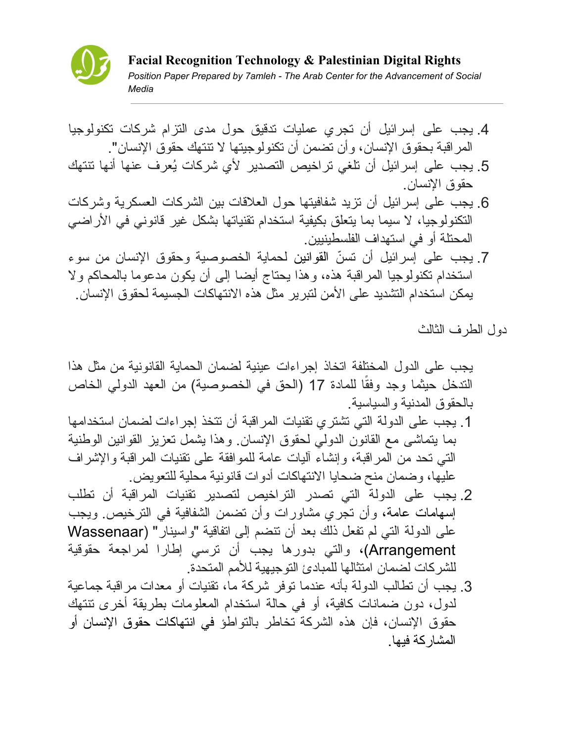4. يجب على إسرائيل أن تجري عمليات تدقيق حول مدى التزام شركات تكنولوجيا المراقبة بحقوق الإنسان، وأن تضمن أن تكنولوجيتها لا تنتهك حقوق الإنسان".
5. يجب على إسرائيل أن تلغي تراخيص التصدير لأي شركات يُعرف عنها أنها تنتهك حقوق الإنسان.
6. يجب على إسرائيل أن تزيد شفافيتها حول العلاقات بين الشركات العسكرية وشركات التكنولوجيا، لا سيما بما يتعلق بكيفية استخدام تقنياتها بشكل غير قانوني في الأراضي المحتلة أو في استهداف الفلسطينيين.
7. يجب على إسرائيل أن تسنّ القوانين لحماية الخصوصية وحقوق الإنسان من سوء استخدام تكنولوجيا المراقبة هذه، وهذا يحتاج أيضا إلى أن يكون مدعوما بالمحاكم ولا يمكن استخدام التشديد على الأمن لتبرير مثل هذه الانتهاكات الجسيمة لحقوق الإنسان.

دول الطرف الثالث

يجب على الدول المختلفة اتخاذ إجراءات عينية لضمان الحماية القانونية من مثل هذا التدخل حيثما وجد وفقًا للمادة 17 (الحق في الخصوصية) من العهد الدولي الخاص بالحقوق المدنية والسياسية.

1. يجب على الدولة التي تشتري تقنيات المراقبة أن تتخذ إجراءات لضمان استخدامها بما يتماشى مع القانون الدولي لحقوق الإنسان. وهذا يشمل تعزيز القوانين الوطنية التي تحد من المراقبة، وإنشاء آليات عامة للموافقة على تقنيات المراقبة والإشراف عليها، وضمان منح ضحايا الانتهاكات أدوات قانونية محلية للتعويض.
2. يجب على الدولة التي تصدر التراخيص لتصدير تقنيات المراقبة أن تطلب إسهامات عامة، وأن تجري مشاورات وأن تضمن الشفافية في الترخيص. ويجب على الدولة التي لم تفعل ذلك بعد أن تنضم إلى اتفاقية "واسينار" (Wassenaar Arrangement)، والتي بدورها يجب أن ترسي إطارا لمراجعة حقوقية للشركات لضمان امتثالها للمبادئ التوجيهية للأمم المتحدة.
3. يجب أن تطالب الدولة بأنه عندما توفر شركة ما، تقنيات أو معدات مراقبة جماعية لدول، دون ضمانات كافية، أو في حالة استخدام المعلومات بطريقة أخرى تنتهك حقوق الإنسان، فإن هذه الشركة تخاطر بالتواطؤ في انتهاكات حقوق الإنسان أو المشاركة فيها.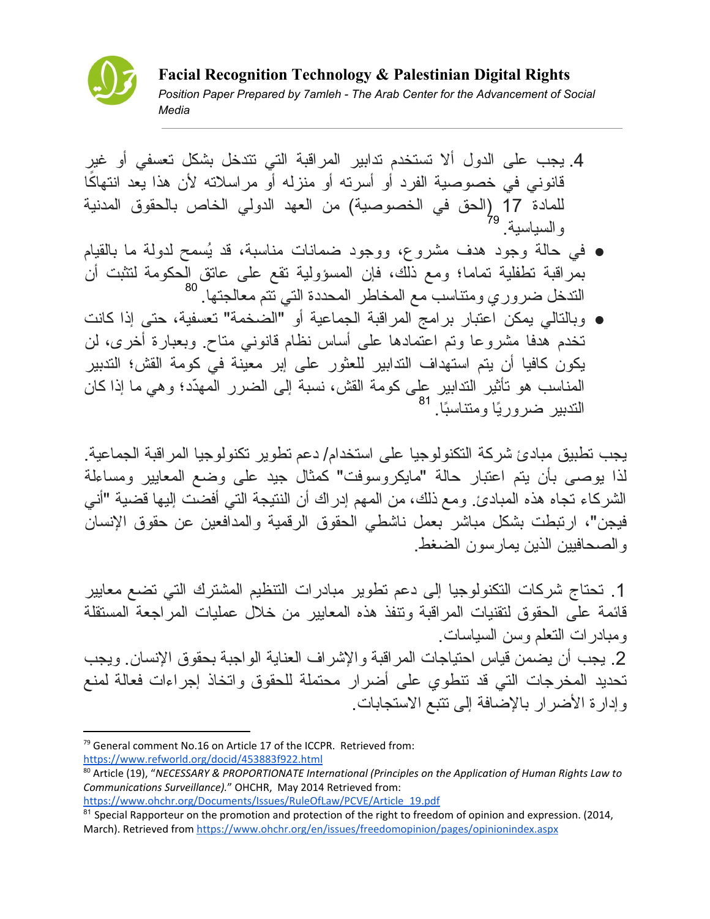4. يجب على الدول ألا تستخدم تدابير المراقبة التي تتدخل بشكل تعسفي أو غير قانوني في خصوصية الفرد أو أسرته أو منزله أو مراسلاته لأن هذا يعد انتهاكًا للمادة 17 (الحق في الخصوصية) من العهد الدولي الخاص بالحقوق المدنية والسياسية.[79]

- في حالة وجود هدف مشروع، ووجود ضمانات مناسبة، قد يُسمح لدولة ما بالقيام بمراقبة تطفلية تماما؛ ومع ذلك، فإن المسؤولية تقع على عاتق الحكومة لتثبت أن التدخل ضروري ومتناسب مع المخاطر المحددة التي تتم معالجتها.[80]
- وبالتالي يمكن اعتبار برامج المراقبة الجماعية أو "الضخمة" تعسفية، حتى إذا كانت تخدم هدفا مشروعا وتم اعتمادها على أساس نظام قانوني متاح. وبعبارة أخرى، لن يكون كافيا أن يتم استهداف التدابير للعثور على إبر معينة في كومة القش؛ التدبير المناسب هو تأثير التدابير على كومة القش، نسبة إلى الضرر المهدّد؛ وهي ما إذا كان التدبير ضروريًا ومتناسبًا.[81]

يجب تطبيق مبادئ شركة التكنولوجيا على استخدام/ دعم تطوير تكنولوجيا المراقبة الجماعية. لذا يوصى بأن يتم اعتبار حالة "مايكروسوفت" كمثال جيد على وضع المعايير ومساءلة الشركاء تجاه هذه المبادئ. ومع ذلك، من المهم إدراك أن النتيجة التي أفضت إليها قضية "أني فيجن"، ارتبطت بشكل مباشر بعمل ناشطي الحقوق الرقمية والمدافعين عن حقوق الإنسان والصحافيين الذين يمارسون الضغط.

1. تحتاج شركات التكنولوجيا إلى دعم تطوير مبادرات التنظيم المشترك التي تضع معايير قائمة على الحقوق لتقنيات المراقبة وتنفذ هذه المعايير من خلال عمليات المراجعة المستقلة ومبادرات التعلم وسن السياسات.

2. يجب أن يضمن قياس احتياجات المراقبة والإشراف العناية الواجبة بحقوق الإنسان. ويجب تحديد المخرجات التي قد تنطوي على أضرار محتملة للحقوق واتخاذ إجراءات فعالة لمنع وإدارة الأضرار بالإضافة إلى تتبع الاستجابات.

---

[79] General comment No.16 on Article 17 of the ICCPR. Retrieved from: https://www.refworld.org/docid/453883f922.html

[80] Article (19), "*NECESSARY & PROPORTIONATE International (Principles on the Application of Human Rights Law to Communications Surveillance).*" OHCHR, May 2014 Retrieved from: https://www.ohchr.org/Documents/Issues/RuleOfLaw/PCVE/Article_19.pdf

[81] Special Rapporteur on the promotion and protection of the right to freedom of opinion and expression. (2014, March). Retrieved from https://www.ohchr.org/en/issues/freedomopinion/pages/opinionindex.aspx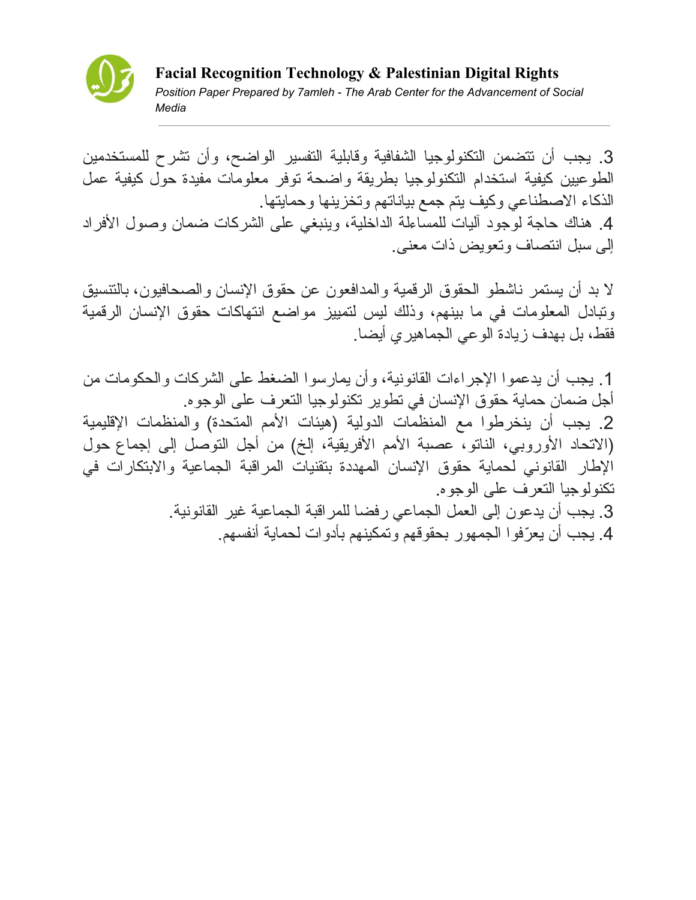3. يجب أن تتضمن التكنولوجيا الشفافية وقابلية التفسير الواضح، وأن تشرح للمستخدمين الطوعيين كيفية استخدام التكنولوجيا بطريقة واضحة توفر معلومات مفيدة حول كيفية عمل الذكاء الاصطناعي وكيف يتم جمع بياناتهم وتخزينها وحمايتها.
4. هناك حاجة لوجود آليات للمساءلة الداخلية، وينبغي على الشركات ضمان وصول الأفراد إلى سبل انتصاف وتعويض ذات معنى.

لا بد أن يستمر ناشطو الحقوق الرقمية والمدافعون عن حقوق الإنسان والصحافيون، بالتنسيق وتبادل المعلومات في ما بينهم، وذلك ليس لتمييز مواضع انتهاكات حقوق الإنسان الرقمية فقط، بل بهدف زيادة الوعي الجماهيري أيضا.

1. يجب أن يدعموا الإجراءات القانونية، وأن يمارسوا الضغط على الشركات والحكومات من أجل ضمان حماية حقوق الإنسان في تطوير تكنولوجيا التعرف على الوجوه.
2. يجب أن ينخرطوا مع المنظمات الدولية (هيئات الأمم المتحدة) والمنظمات الإقليمية (الاتحاد الأوروبي، الناتو، عصبة الأمم الأفريقية، إلخ) من أجل التوصل إلى إجماع حول الإطار القانوني لحماية حقوق الإنسان المهددة بتقنيات المراقبة الجماعية والابتكارات في تكنولوجيا التعرف على الوجوه.
3. يجب أن يدعون إلى العمل الجماعي رفضا للمراقبة الجماعية غير القانونية.
4. يجب أن يعرّفوا الجمهور بحقوقهم وتمكينهم بأدوات لحماية أنفسهم.